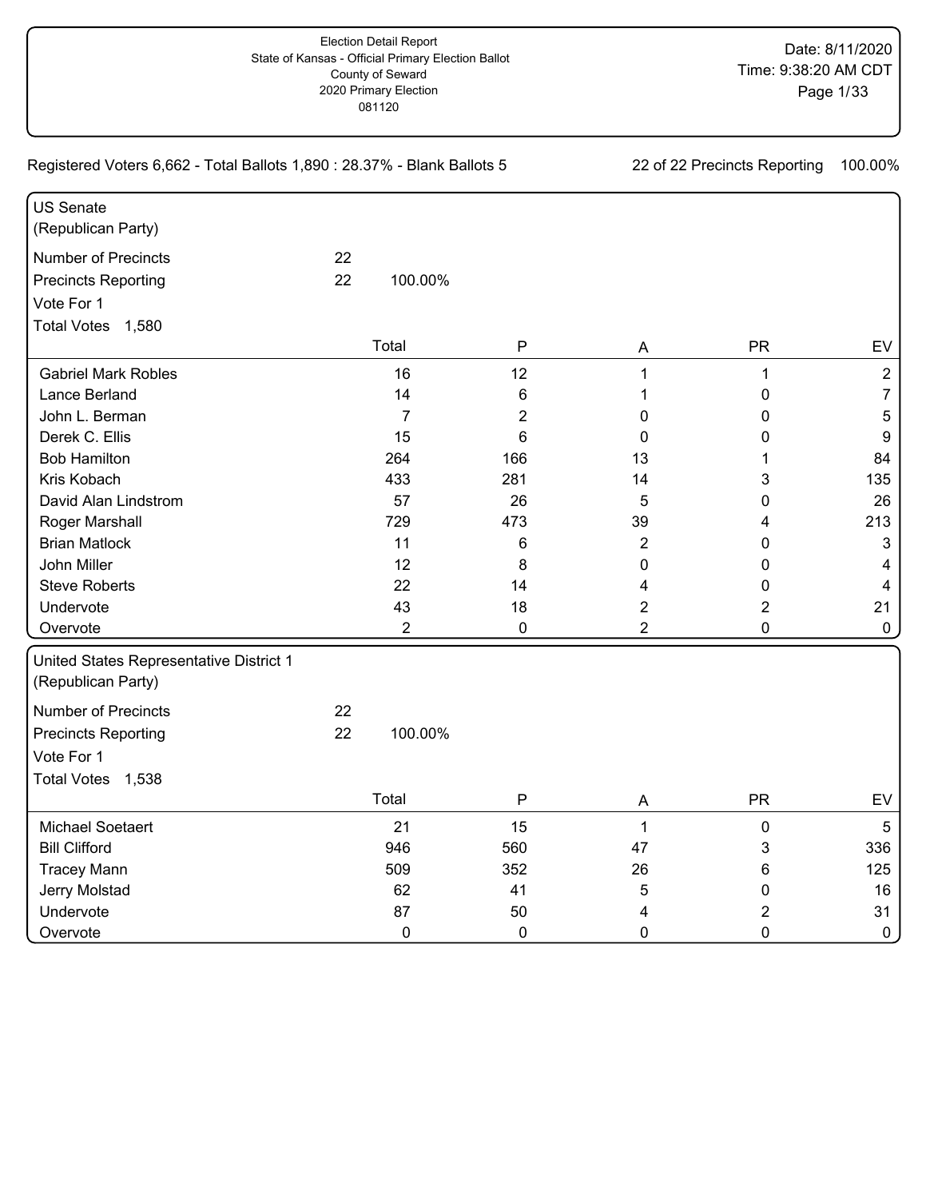Election Detail Report
State of Kansas - Official Primary Election Ballot
County of Seward
2020 Primary Election
081120

Date: 8/11/2020
Time: 9:38:20 AM CDT

Registered Voters 6,662 - Total Ballots 1,890 : 28.37% - Blank Ballots 5

22 of 22 Precincts Reporting 100.00%

## US Senate
(Republican Party)

Number of Precincts 22
Precincts Reporting 22 100.00%
Vote For 1
Total Votes 1,580

| | Total | P | A | PR | EV |
|---|---|---|---|---|---|
| Gabriel Mark Robles | 16 | 12 | 1 | 1 | 2 |
| Lance Berland | 14 | 6 | 1 | 0 | 7 |
| John L. Berman | 7 | 2 | 0 | 0 | 5 |
| Derek C. Ellis | 15 | 6 | 0 | 0 | 9 |
| Bob Hamilton | 264 | 166 | 13 | 1 | 84 |
| Kris Kobach | 433 | 281 | 14 | 3 | 135 |
| David Alan Lindstrom | 57 | 26 | 5 | 0 | 26 |
| Roger Marshall | 729 | 473 | 39 | 4 | 213 |
| Brian Matlock | 11 | 6 | 2 | 0 | 3 |
| John Miller | 12 | 8 | 0 | 0 | 4 |
| Steve Roberts | 22 | 14 | 4 | 0 | 4 |
| Undervote | 43 | 18 | 2 | 2 | 21 |
| Overvote | 2 | 0 | 2 | 0 | 0 |

## United States Representative District 1
(Republican Party)

Number of Precincts 22
Precincts Reporting 22 100.00%
Vote For 1
Total Votes 1,538

| | Total | P | A | PR | EV |
|---|---|---|---|---|---|
| Michael Soetaert | 21 | 15 | 1 | 0 | 5 |
| Bill Clifford | 946 | 560 | 47 | 3 | 336 |
| Tracey Mann | 509 | 352 | 26 | 6 | 125 |
| Jerry Molstad | 62 | 41 | 5 | 0 | 16 |
| Undervote | 87 | 50 | 4 | 2 | 31 |
| Overvote | 0 | 0 | 0 | 0 | 0 |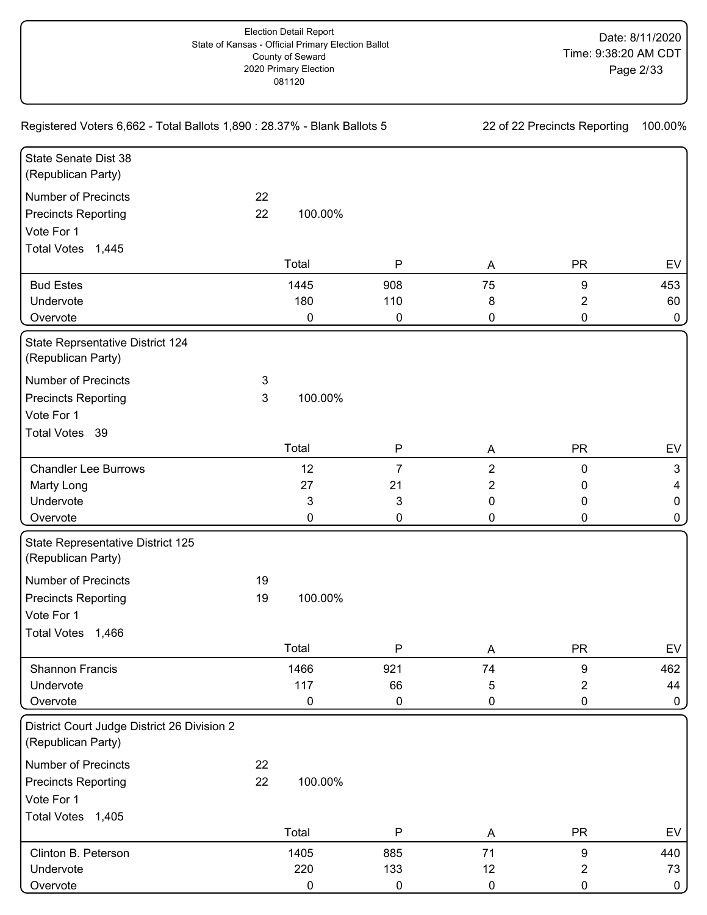Election Detail Report
State of Kansas - Official Primary Election Ballot
County of Seward
2020 Primary Election
081120

Date: 8/11/2020
Time: 9:38:20 AM CDT

Registered Voters 6,662 - Total Ballots 1,890 : 28.37% - Blank Ballots 5

22 of 22 Precincts Reporting 100.00%

## State Senate Dist 38
(Republican Party)

Number of Precincts 22
Precincts Reporting 22 100.00%
Vote For 1
Total Votes 1,445

| | Total | P | A | PR | EV |
|---|---|---|---|---|---|
| Bud Estes | 1445 | 908 | 75 | 9 | 453 |
| Undervote | 180 | 110 | 8 | 2 | 60 |
| Overvote | 0 | 0 | 0 | 0 | 0 |

## State Reprsentative District 124
(Republican Party)

Number of Precincts 3
Precincts Reporting 3 100.00%
Vote For 1
Total Votes 39

| | Total | P | A | PR | EV |
|---|---|---|---|---|---|
| Chandler Lee Burrows | 12 | 7 | 2 | 0 | 3 |
| Marty Long | 27 | 21 | 2 | 0 | 4 |
| Undervote | 3 | 3 | 0 | 0 | 0 |
| Overvote | 0 | 0 | 0 | 0 | 0 |

## State Representative District 125
(Republican Party)

Number of Precincts 19
Precincts Reporting 19 100.00%
Vote For 1
Total Votes 1,466

| | Total | P | A | PR | EV |
|---|---|---|---|---|---|
| Shannon Francis | 1466 | 921 | 74 | 9 | 462 |
| Undervote | 117 | 66 | 5 | 2 | 44 |
| Overvote | 0 | 0 | 0 | 0 | 0 |

## District Court Judge District 26 Division 2
(Republican Party)

Number of Precincts 22
Precincts Reporting 22 100.00%
Vote For 1
Total Votes 1,405

| | Total | P | A | PR | EV |
|---|---|---|---|---|---|
| Clinton B. Peterson | 1405 | 885 | 71 | 9 | 440 |
| Undervote | 220 | 133 | 12 | 2 | 73 |
| Overvote | 0 | 0 | 0 | 0 | 0 |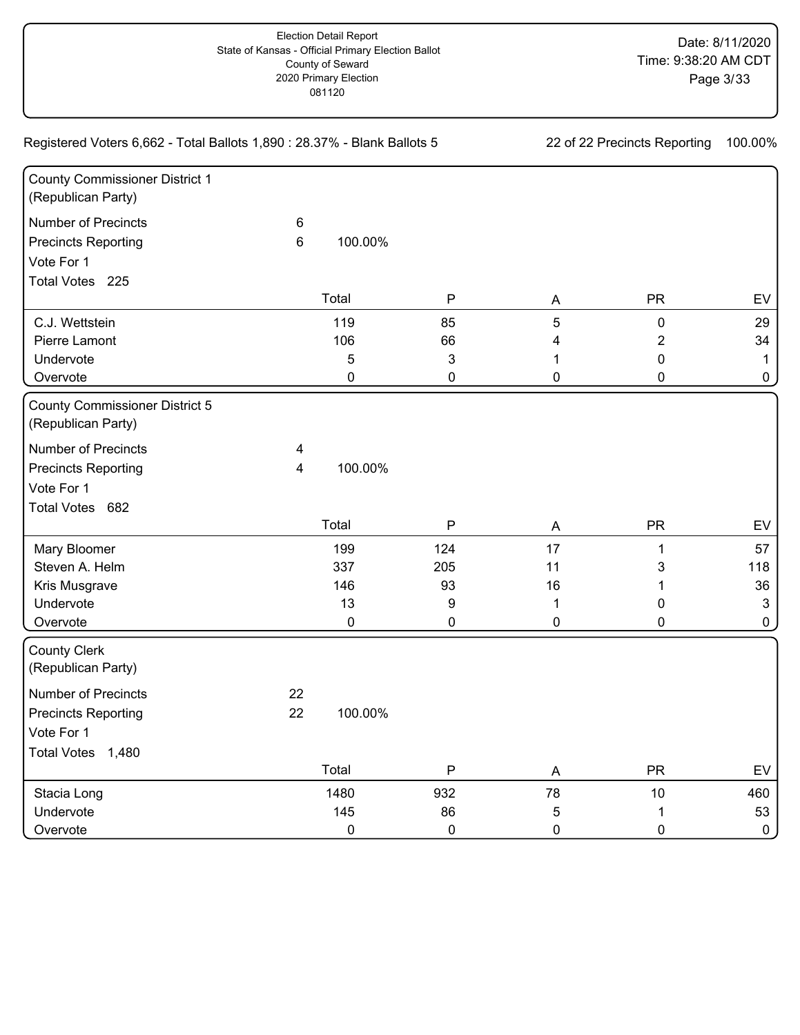Election Detail Report
State of Kansas - Official Primary Election Ballot
County of Seward
2020 Primary Election
081120

Date: 8/11/2020
Time: 9:38:20 AM CDT

Registered Voters 6,662 - Total Ballots 1,890 : 28.37% - Blank Ballots 5

22 of 22 Precincts Reporting 100.00%

## County Commissioner District 1 (Republican Party)

Number of Precincts 6
Precincts Reporting 6 100.00%
Vote For 1
Total Votes 225

| | Total | P | A | PR | EV |
|---|---|---|---|---|---|
| C.J. Wettstein | 119 | 85 | 5 | 0 | 29 |
| Pierre Lamont | 106 | 66 | 4 | 2 | 34 |
| Undervote | 5 | 3 | 1 | 0 | 1 |
| Overvote | 0 | 0 | 0 | 0 | 0 |

## County Commissioner District 5 (Republican Party)

Number of Precincts 4
Precincts Reporting 4 100.00%
Vote For 1
Total Votes 682

| | Total | P | A | PR | EV |
|---|---|---|---|---|---|
| Mary Bloomer | 199 | 124 | 17 | 1 | 57 |
| Steven A. Helm | 337 | 205 | 11 | 3 | 118 |
| Kris Musgrave | 146 | 93 | 16 | 1 | 36 |
| Undervote | 13 | 9 | 1 | 0 | 3 |
| Overvote | 0 | 0 | 0 | 0 | 0 |

## County Clerk (Republican Party)

Number of Precincts 22
Precincts Reporting 22 100.00%
Vote For 1
Total Votes 1,480

| | Total | P | A | PR | EV |
|---|---|---|---|---|---|
| Stacia Long | 1480 | 932 | 78 | 10 | 460 |
| Undervote | 145 | 86 | 5 | 1 | 53 |
| Overvote | 0 | 0 | 0 | 0 | 0 |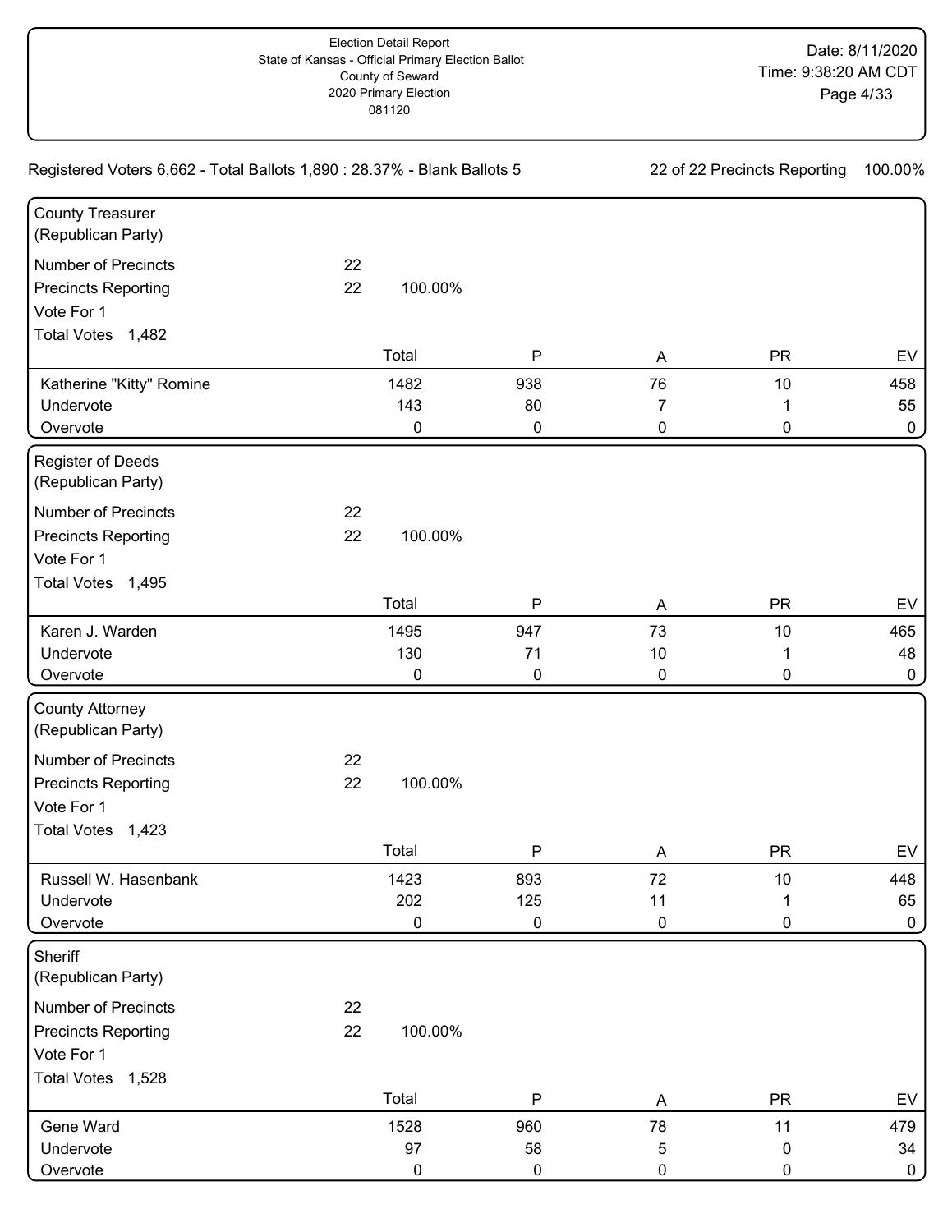Election Detail Report
State of Kansas - Official Primary Election Ballot
County of Seward
2020 Primary Election
081120

Date: 8/11/2020
Time: 9:38:20 AM CDT

Registered Voters 6,662 - Total Ballots 1,890 : 28.37% - Blank Ballots 5

22 of 22 Precincts Reporting 100.00%

## County Treasurer (Republican Party)

Number of Precincts: 22
Precincts Reporting: 22 100.00%
Vote For 1
Total Votes 1,482

| | Total | P | A | PR | EV |
|---|---|---|---|---|---|
| Katherine "Kitty" Romine | 1482 | 938 | 76 | 10 | 458 |
| Undervote | 143 | 80 | 7 | 1 | 55 |
| Overvote | 0 | 0 | 0 | 0 | 0 |

## Register of Deeds (Republican Party)

Number of Precincts: 22
Precincts Reporting: 22 100.00%
Vote For 1
Total Votes 1,495

| | Total | P | A | PR | EV |
|---|---|---|---|---|---|
| Karen J. Warden | 1495 | 947 | 73 | 10 | 465 |
| Undervote | 130 | 71 | 10 | 1 | 48 |
| Overvote | 0 | 0 | 0 | 0 | 0 |

## County Attorney (Republican Party)

Number of Precincts: 22
Precincts Reporting: 22 100.00%
Vote For 1
Total Votes 1,423

| | Total | P | A | PR | EV |
|---|---|---|---|---|---|
| Russell W. Hasenbank | 1423 | 893 | 72 | 10 | 448 |
| Undervote | 202 | 125 | 11 | 1 | 65 |
| Overvote | 0 | 0 | 0 | 0 | 0 |

## Sheriff (Republican Party)

Number of Precincts: 22
Precincts Reporting: 22 100.00%
Vote For 1
Total Votes 1,528

| | Total | P | A | PR | EV |
|---|---|---|---|---|---|
| Gene Ward | 1528 | 960 | 78 | 11 | 479 |
| Undervote | 97 | 58 | 5 | 0 | 34 |
| Overvote | 0 | 0 | 0 | 0 | 0 |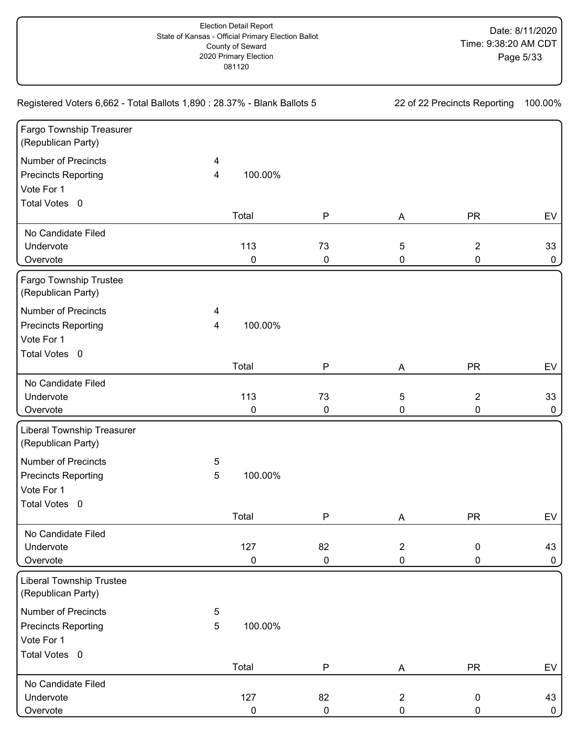Election Detail Report
State of Kansas - Official Primary Election Ballot
County of Seward
2020 Primary Election
081120

Date: 8/11/2020
Time: 9:38:20 AM CDT

Registered Voters 6,662 - Total Ballots 1,890 : 28.37% - Blank Ballots 5

22 of 22 Precincts Reporting 100.00%

## Fargo Township Treasurer (Republican Party)

Number of Precincts 4
Precincts Reporting 4 100.00%
Vote For 1
Total Votes 0

| | Total | P | A | PR | EV |
|---|---|---|---|---|---|
| No Candidate Filed | | | | | |
| Undervote | 113 | 73 | 5 | 2 | 33 |
| Overvote | 0 | 0 | 0 | 0 | 0 |

## Fargo Township Trustee (Republican Party)

Number of Precincts 4
Precincts Reporting 4 100.00%
Vote For 1
Total Votes 0

| | Total | P | A | PR | EV |
|---|---|---|---|---|---|
| No Candidate Filed | | | | | |
| Undervote | 113 | 73 | 5 | 2 | 33 |
| Overvote | 0 | 0 | 0 | 0 | 0 |

## Liberal Township Treasurer (Republican Party)

Number of Precincts 5
Precincts Reporting 5 100.00%
Vote For 1
Total Votes 0

| | Total | P | A | PR | EV |
|---|---|---|---|---|---|
| No Candidate Filed | | | | | |
| Undervote | 127 | 82 | 2 | 0 | 43 |
| Overvote | 0 | 0 | 0 | 0 | 0 |

## Liberal Township Trustee (Republican Party)

Number of Precincts 5
Precincts Reporting 5 100.00%
Vote For 1
Total Votes 0

| | Total | P | A | PR | EV |
|---|---|---|---|---|---|
| No Candidate Filed | | | | | |
| Undervote | 127 | 82 | 2 | 0 | 43 |
| Overvote | 0 | 0 | 0 | 0 | 0 |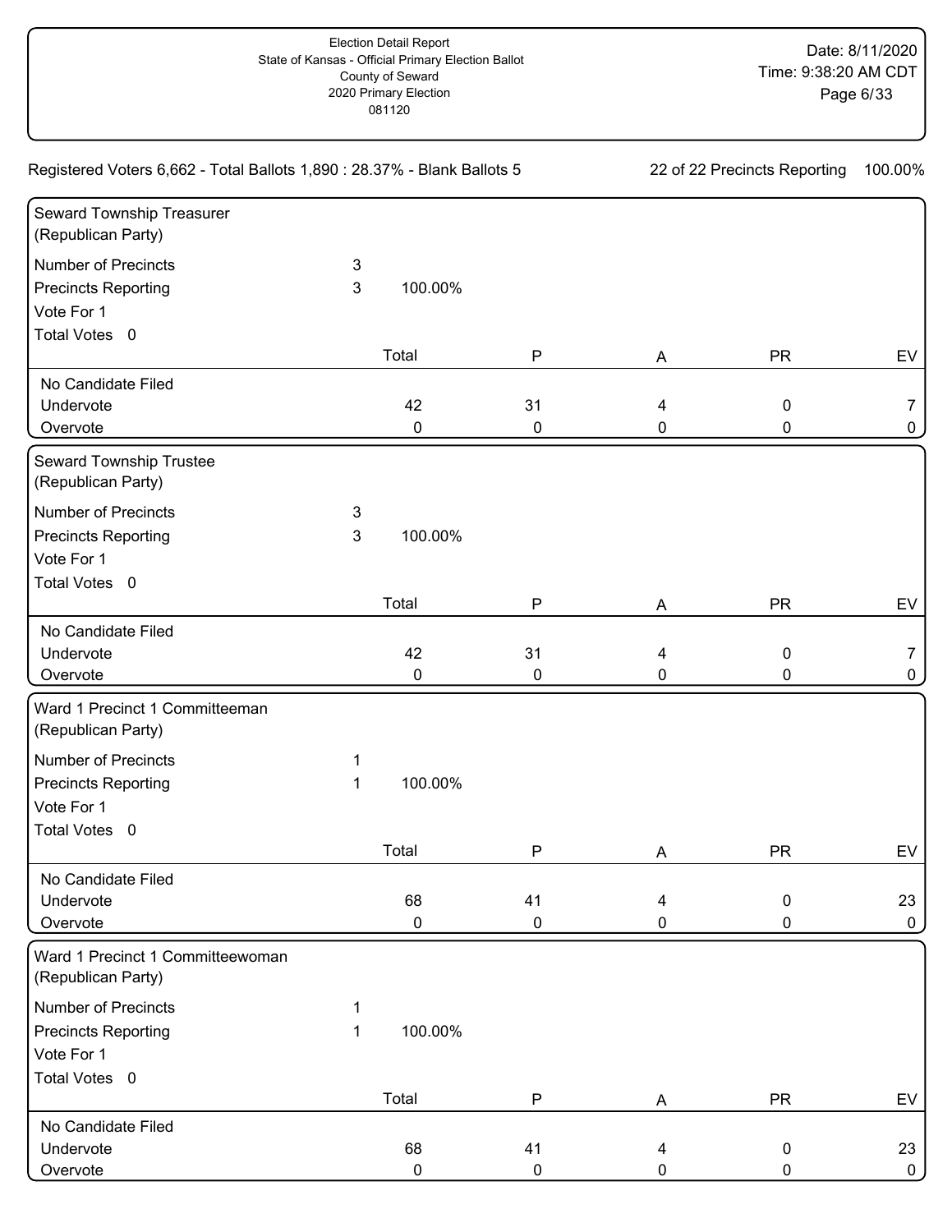Election Detail Report
State of Kansas - Official Primary Election Ballot
County of Seward
2020 Primary Election
081120

Date: 8/11/2020
Time: 9:38:20 AM CDT

Registered Voters 6,662 - Total Ballots 1,890 : 28.37% - Blank Ballots 5

22 of 22 Precincts Reporting 100.00%

## Seward Township Treasurer (Republican Party)

Number of Precincts 3
Precincts Reporting 3 100.00%
Vote For 1
Total Votes 0

| | Total | P | A | PR | EV |
|---|---|---|---|---|---|
| No Candidate Filed | | | | | |
| Undervote | 42 | 31 | 4 | 0 | 7 |
| Overvote | 0 | 0 | 0 | 0 | 0 |

## Seward Township Trustee (Republican Party)

Number of Precincts 3
Precincts Reporting 3 100.00%
Vote For 1
Total Votes 0

| | Total | P | A | PR | EV |
|---|---|---|---|---|---|
| No Candidate Filed | | | | | |
| Undervote | 42 | 31 | 4 | 0 | 7 |
| Overvote | 0 | 0 | 0 | 0 | 0 |

## Ward 1 Precinct 1 Committeeman (Republican Party)

Number of Precincts 1
Precincts Reporting 1 100.00%
Vote For 1
Total Votes 0

| | Total | P | A | PR | EV |
|---|---|---|---|---|---|
| No Candidate Filed | | | | | |
| Undervote | 68 | 41 | 4 | 0 | 23 |
| Overvote | 0 | 0 | 0 | 0 | 0 |

## Ward 1 Precinct 1 Committeewoman (Republican Party)

Number of Precincts 1
Precincts Reporting 1 100.00%
Vote For 1
Total Votes 0

| | Total | P | A | PR | EV |
|---|---|---|---|---|---|
| No Candidate Filed | | | | | |
| Undervote | 68 | 41 | 4 | 0 | 23 |
| Overvote | 0 | 0 | 0 | 0 | 0 |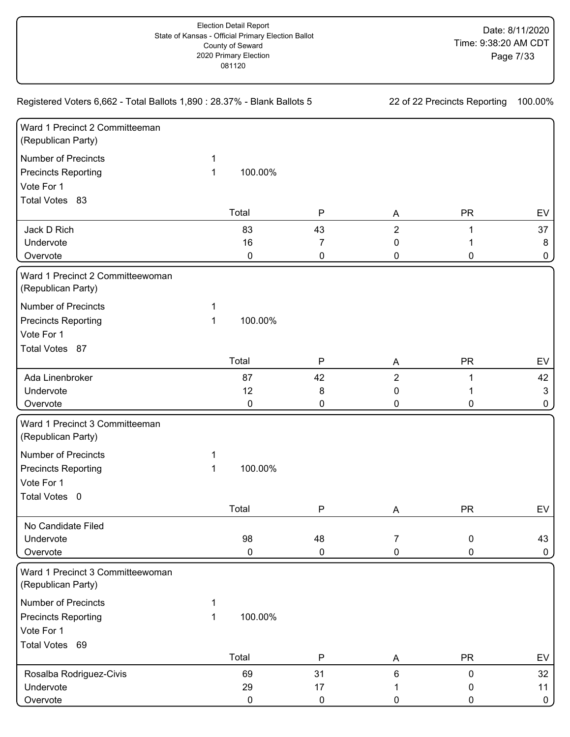Election Detail Report
State of Kansas - Official Primary Election Ballot
County of Seward
2020 Primary Election
081120

Date: 8/11/2020
Time: 9:38:20 AM CDT

Registered Voters 6,662 - Total Ballots 1,890 : 28.37% - Blank Ballots 5

22 of 22 Precincts Reporting 100.00%

## Ward 1 Precinct 2 Committeeman (Republican Party)

Number of Precincts 1
Precincts Reporting 1 100.00%
Vote For 1
Total Votes 83

| | Total | P | A | PR | EV |
|---|---|---|---|---|---|
| Jack D Rich | 83 | 43 | 2 | 1 | 37 |
| Undervote | 16 | 7 | 0 | 1 | 8 |
| Overvote | 0 | 0 | 0 | 0 | 0 |

## Ward 1 Precinct 2 Committeewoman (Republican Party)

Number of Precincts 1
Precincts Reporting 1 100.00%
Vote For 1
Total Votes 87

| | Total | P | A | PR | EV |
|---|---|---|---|---|---|
| Ada Linenbroker | 87 | 42 | 2 | 1 | 42 |
| Undervote | 12 | 8 | 0 | 1 | 3 |
| Overvote | 0 | 0 | 0 | 0 | 0 |

## Ward 1 Precinct 3 Committeeman (Republican Party)

Number of Precincts 1
Precincts Reporting 1 100.00%
Vote For 1
Total Votes 0

| | Total | P | A | PR | EV |
|---|---|---|---|---|---|
| No Candidate Filed | | | | | |
| Undervote | 98 | 48 | 7 | 0 | 43 |
| Overvote | 0 | 0 | 0 | 0 | 0 |

## Ward 1 Precinct 3 Committeewoman (Republican Party)

Number of Precincts 1
Precincts Reporting 1 100.00%
Vote For 1
Total Votes 69

| | Total | P | A | PR | EV |
|---|---|---|---|---|---|
| Rosalba Rodriguez-Civis | 69 | 31 | 6 | 0 | 32 |
| Undervote | 29 | 17 | 1 | 0 | 11 |
| Overvote | 0 | 0 | 0 | 0 | 0 |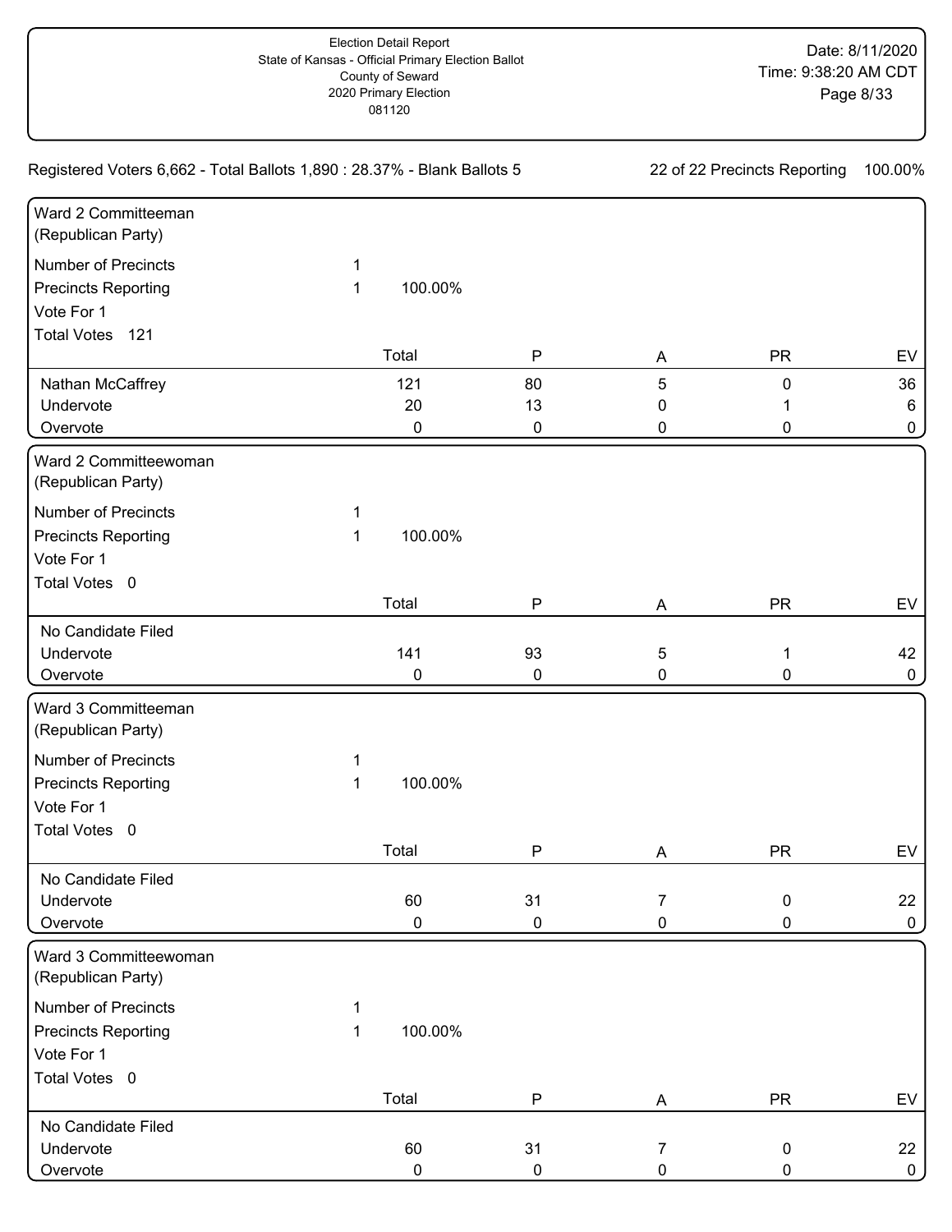Election Detail Report
State of Kansas - Official Primary Election Ballot
County of Seward
2020 Primary Election
081120

Date: 8/11/2020
Time: 9:38:20 AM CDT

Registered Voters 6,662 - Total Ballots 1,890 : 28.37% - Blank Ballots 5

22 of 22 Precincts Reporting 100.00%

## Ward 2 Committeeman (Republican Party)

Number of Precincts 1
Precincts Reporting 1 100.00%
Vote For 1
Total Votes 121

| | Total | P | A | PR | EV |
|---|---|---|---|---|---|
| Nathan McCaffrey | 121 | 80 | 5 | 0 | 36 |
| Undervote | 20 | 13 | 0 | 1 | 6 |
| Overvote | 0 | 0 | 0 | 0 | 0 |

## Ward 2 Committeewoman (Republican Party)

Number of Precincts 1
Precincts Reporting 1 100.00%
Vote For 1
Total Votes 0

| | Total | P | A | PR | EV |
|---|---|---|---|---|---|
| No Candidate Filed | | | | | |
| Undervote | 141 | 93 | 5 | 1 | 42 |
| Overvote | 0 | 0 | 0 | 0 | 0 |

## Ward 3 Committeeman (Republican Party)

Number of Precincts 1
Precincts Reporting 1 100.00%
Vote For 1
Total Votes 0

| | Total | P | A | PR | EV |
|---|---|---|---|---|---|
| No Candidate Filed | | | | | |
| Undervote | 60 | 31 | 7 | 0 | 22 |
| Overvote | 0 | 0 | 0 | 0 | 0 |

## Ward 3 Committeewoman (Republican Party)

Number of Precincts 1
Precincts Reporting 1 100.00%
Vote For 1
Total Votes 0

| | Total | P | A | PR | EV |
|---|---|---|---|---|---|
| No Candidate Filed | | | | | |
| Undervote | 60 | 31 | 7 | 0 | 22 |
| Overvote | 0 | 0 | 0 | 0 | 0 |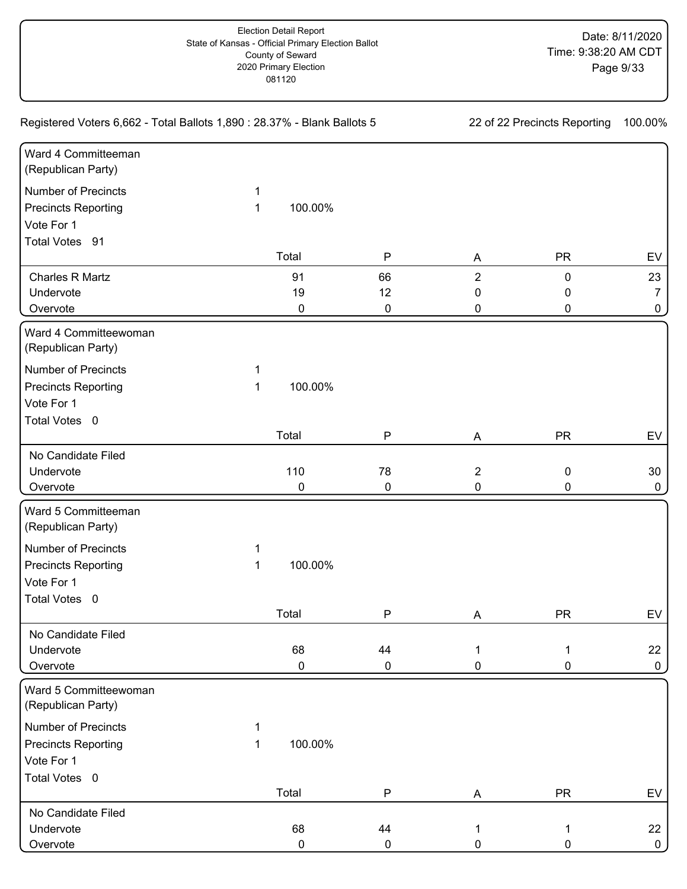Registered Voters 6,662 - Total Ballots 1,890 : 28.37% - Blank Ballots 5 — 22 of 22 Precincts Reporting 100.00%

## Ward 4 Committeeman (Republican Party)

Number of Precincts 1
Precincts Reporting 1 100.00%
Vote For 1
Total Votes 91

| | Total | P | A | PR | EV |
|---|---|---|---|---|---|
| Charles R Martz | 91 | 66 | 2 | 0 | 23 |
| Undervote | 19 | 12 | 0 | 0 | 7 |
| Overvote | 0 | 0 | 0 | 0 | 0 |

## Ward 4 Committeewoman (Republican Party)

Number of Precincts 1
Precincts Reporting 1 100.00%
Vote For 1
Total Votes 0

| | Total | P | A | PR | EV |
|---|---|---|---|---|---|
| No Candidate Filed | | | | | |
| Undervote | 110 | 78 | 2 | 0 | 30 |
| Overvote | 0 | 0 | 0 | 0 | 0 |

## Ward 5 Committeeman (Republican Party)

Number of Precincts 1
Precincts Reporting 1 100.00%
Vote For 1
Total Votes 0

| | Total | P | A | PR | EV |
|---|---|---|---|---|---|
| No Candidate Filed | | | | | |
| Undervote | 68 | 44 | 1 | 1 | 22 |
| Overvote | 0 | 0 | 0 | 0 | 0 |

## Ward 5 Committeewoman (Republican Party)

Number of Precincts 1
Precincts Reporting 1 100.00%
Vote For 1
Total Votes 0

| | Total | P | A | PR | EV |
|---|---|---|---|---|---|
| No Candidate Filed | | | | | |
| Undervote | 68 | 44 | 1 | 1 | 22 |
| Overvote | 0 | 0 | 0 | 0 | 0 |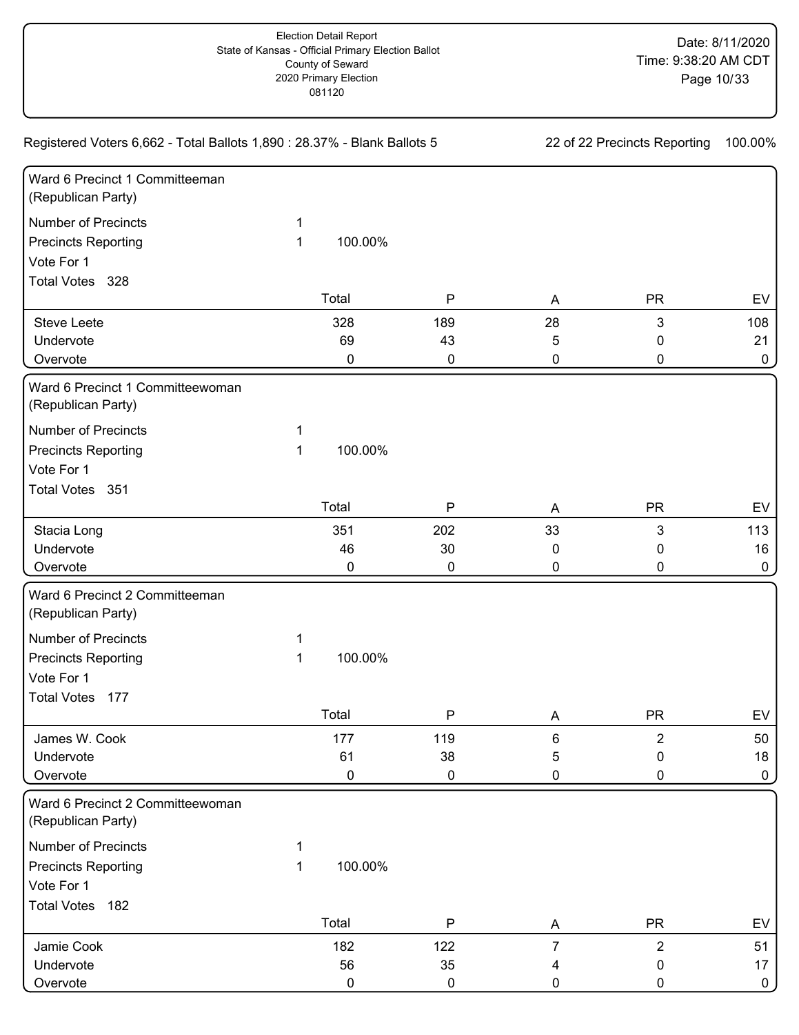Election Detail Report
State of Kansas - Official Primary Election Ballot
County of Seward
2020 Primary Election
081120

Date: 8/11/2020
Time: 9:38:20 AM CDT

Registered Voters 6,662 - Total Ballots 1,890 : 28.37% - Blank Ballots 5

22 of 22 Precincts Reporting 100.00%

## Ward 6 Precinct 1 Committeeman (Republican Party)

Number of Precincts 1
Precincts Reporting 1 100.00%
Vote For 1
Total Votes 328

| | Total | P | A | PR | EV |
|---|---|---|---|---|---|
| Steve Leete | 328 | 189 | 28 | 3 | 108 |
| Undervote | 69 | 43 | 5 | 0 | 21 |
| Overvote | 0 | 0 | 0 | 0 | 0 |

## Ward 6 Precinct 1 Committeewoman (Republican Party)

Number of Precincts 1
Precincts Reporting 1 100.00%
Vote For 1
Total Votes 351

| | Total | P | A | PR | EV |
|---|---|---|---|---|---|
| Stacia Long | 351 | 202 | 33 | 3 | 113 |
| Undervote | 46 | 30 | 0 | 0 | 16 |
| Overvote | 0 | 0 | 0 | 0 | 0 |

## Ward 6 Precinct 2 Committeeman (Republican Party)

Number of Precincts 1
Precincts Reporting 1 100.00%
Vote For 1
Total Votes 177

| | Total | P | A | PR | EV |
|---|---|---|---|---|---|
| James W. Cook | 177 | 119 | 6 | 2 | 50 |
| Undervote | 61 | 38 | 5 | 0 | 18 |
| Overvote | 0 | 0 | 0 | 0 | 0 |

## Ward 6 Precinct 2 Committeewoman (Republican Party)

Number of Precincts 1
Precincts Reporting 1 100.00%
Vote For 1
Total Votes 182

| | Total | P | A | PR | EV |
|---|---|---|---|---|---|
| Jamie Cook | 182 | 122 | 7 | 2 | 51 |
| Undervote | 56 | 35 | 4 | 0 | 17 |
| Overvote | 0 | 0 | 0 | 0 | 0 |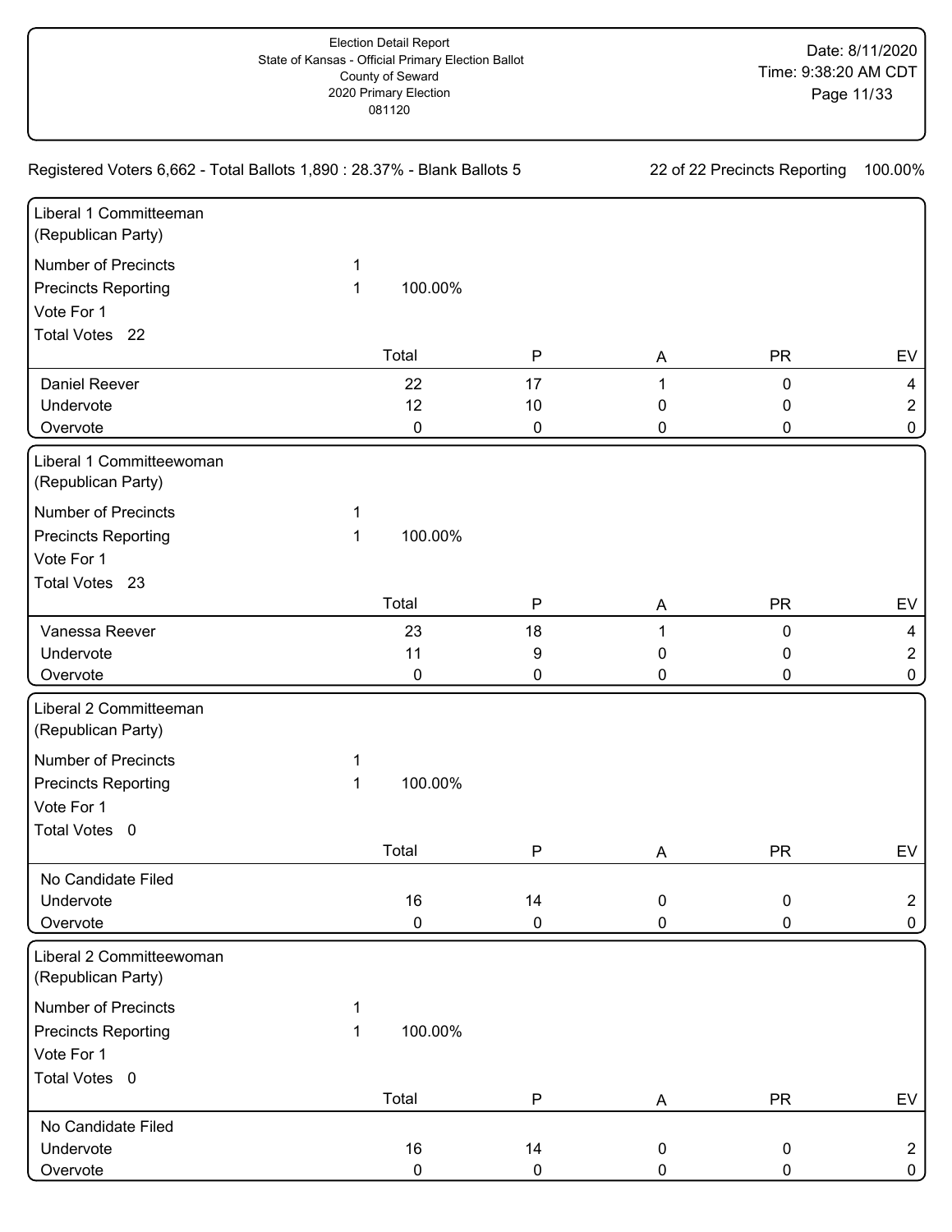Election Detail Report
State of Kansas - Official Primary Election Ballot
County of Seward
2020 Primary Election
081120

Date: 8/11/2020
Time: 9:38:20 AM CDT

Registered Voters 6,662 - Total Ballots 1,890 : 28.37% - Blank Ballots 5

22 of 22 Precincts Reporting 100.00%

## Liberal 1 Committeeman (Republican Party)

Number of Precincts 1
Precincts Reporting 1 100.00%
Vote For 1
Total Votes 22

| | Total | P | A | PR | EV |
|---|---|---|---|---|---|
| Daniel Reever | 22 | 17 | 1 | 0 | 4 |
| Undervote | 12 | 10 | 0 | 0 | 2 |
| Overvote | 0 | 0 | 0 | 0 | 0 |

## Liberal 1 Committeewoman (Republican Party)

Number of Precincts 1
Precincts Reporting 1 100.00%
Vote For 1
Total Votes 23

| | Total | P | A | PR | EV |
|---|---|---|---|---|---|
| Vanessa Reever | 23 | 18 | 1 | 0 | 4 |
| Undervote | 11 | 9 | 0 | 0 | 2 |
| Overvote | 0 | 0 | 0 | 0 | 0 |

## Liberal 2 Committeeman (Republican Party)

Number of Precincts 1
Precincts Reporting 1 100.00%
Vote For 1
Total Votes 0

| | Total | P | A | PR | EV |
|---|---|---|---|---|---|
| No Candidate Filed | | | | | |
| Undervote | 16 | 14 | 0 | 0 | 2 |
| Overvote | 0 | 0 | 0 | 0 | 0 |

## Liberal 2 Committeewoman (Republican Party)

Number of Precincts 1
Precincts Reporting 1 100.00%
Vote For 1
Total Votes 0

| | Total | P | A | PR | EV |
|---|---|---|---|---|---|
| No Candidate Filed | | | | | |
| Undervote | 16 | 14 | 0 | 0 | 2 |
| Overvote | 0 | 0 | 0 | 0 | 0 |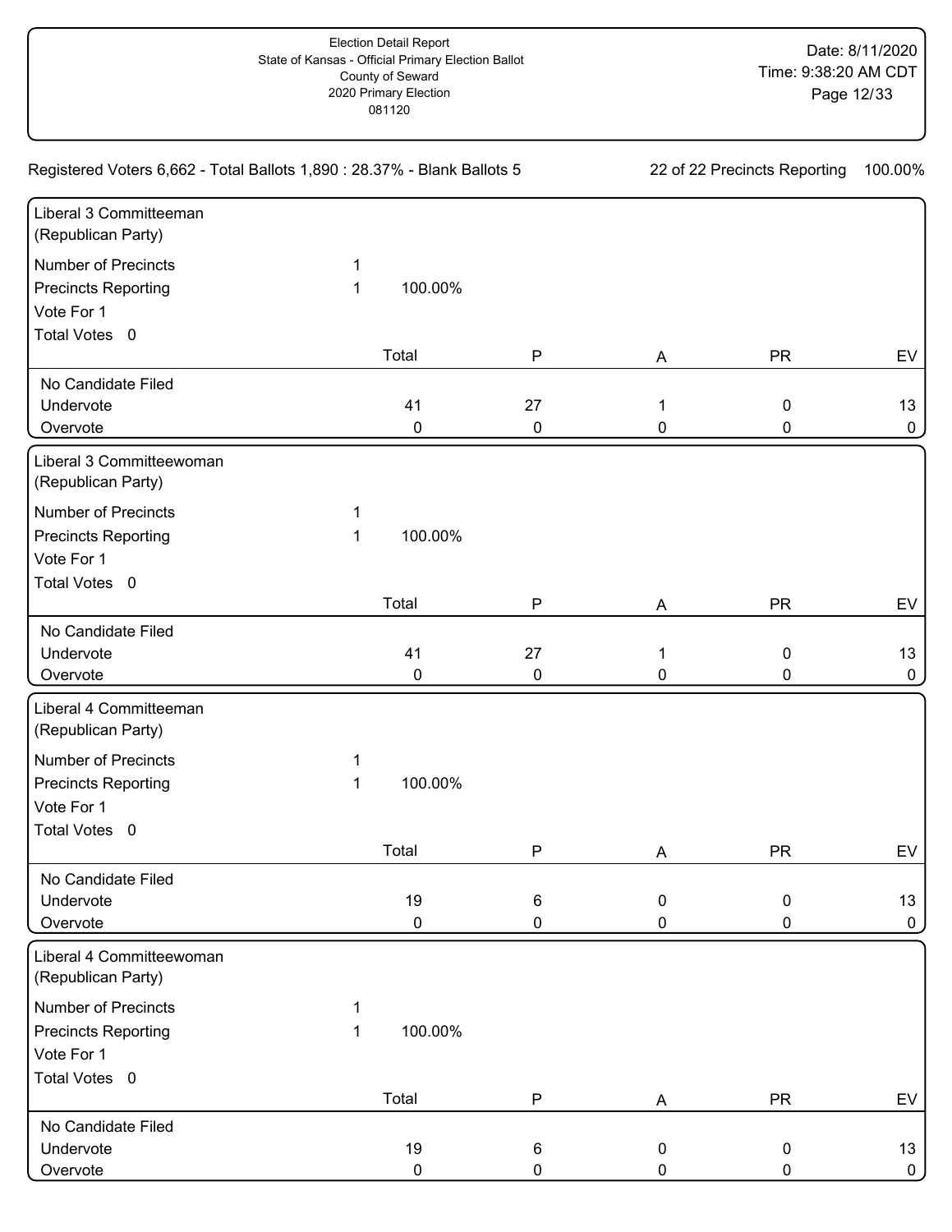Election Detail Report
State of Kansas - Official Primary Election Ballot
County of Seward
2020 Primary Election
081120

Date: 8/11/2020
Time: 9:38:20 AM CDT

Registered Voters 6,662 - Total Ballots 1,890 : 28.37% - Blank Ballots 5

22 of 22 Precincts Reporting 100.00%

## Liberal 3 Committeeman (Republican Party)

Number of Precincts 1
Precincts Reporting 1 100.00%
Vote For 1
Total Votes 0

| | Total | P | A | PR | EV |
|---|---|---|---|---|---|
| No Candidate Filed | | | | | |
| Undervote | 41 | 27 | 1 | 0 | 13 |
| Overvote | 0 | 0 | 0 | 0 | 0 |

## Liberal 3 Committeewoman (Republican Party)

Number of Precincts 1
Precincts Reporting 1 100.00%
Vote For 1
Total Votes 0

| | Total | P | A | PR | EV |
|---|---|---|---|---|---|
| No Candidate Filed | | | | | |
| Undervote | 41 | 27 | 1 | 0 | 13 |
| Overvote | 0 | 0 | 0 | 0 | 0 |

## Liberal 4 Committeeman (Republican Party)

Number of Precincts 1
Precincts Reporting 1 100.00%
Vote For 1
Total Votes 0

| | Total | P | A | PR | EV |
|---|---|---|---|---|---|
| No Candidate Filed | | | | | |
| Undervote | 19 | 6 | 0 | 0 | 13 |
| Overvote | 0 | 0 | 0 | 0 | 0 |

## Liberal 4 Committeewoman (Republican Party)

Number of Precincts 1
Precincts Reporting 1 100.00%
Vote For 1
Total Votes 0

| | Total | P | A | PR | EV |
|---|---|---|---|---|---|
| No Candidate Filed | | | | | |
| Undervote | 19 | 6 | 0 | 0 | 13 |
| Overvote | 0 | 0 | 0 | 0 | 0 |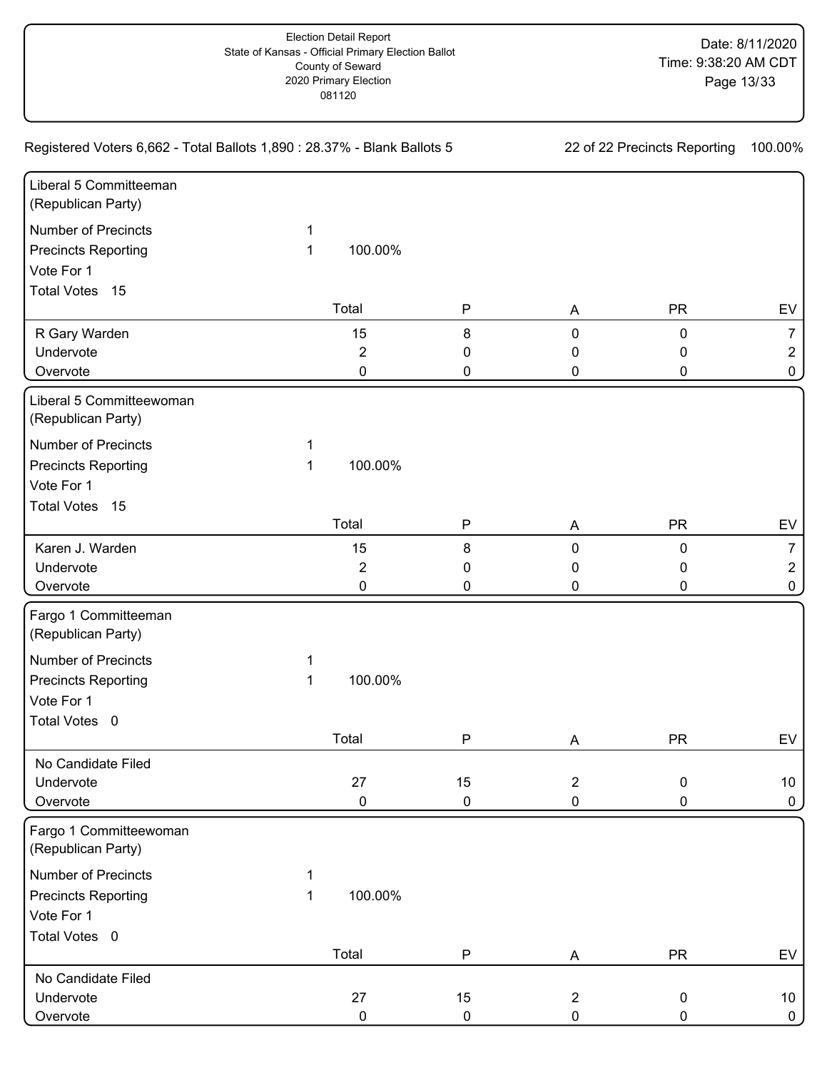Election Detail Report
State of Kansas - Official Primary Election Ballot
County of Seward
2020 Primary Election
081120

Date: 8/11/2020
Time: 9:38:20 AM CDT

Registered Voters 6,662 - Total Ballots 1,890 : 28.37% - Blank Ballots 5

22 of 22 Precincts Reporting 100.00%

## Liberal 5 Committeeman (Republican Party)

Number of Precincts 1
Precincts Reporting 1 100.00%
Vote For 1
Total Votes 15

| | Total | P | A | PR | EV |
|---|---|---|---|---|---|
| R Gary Warden | 15 | 8 | 0 | 0 | 7 |
| Undervote | 2 | 0 | 0 | 0 | 2 |
| Overvote | 0 | 0 | 0 | 0 | 0 |

## Liberal 5 Committeewoman (Republican Party)

Number of Precincts 1
Precincts Reporting 1 100.00%
Vote For 1
Total Votes 15

| | Total | P | A | PR | EV |
|---|---|---|---|---|---|
| Karen J. Warden | 15 | 8 | 0 | 0 | 7 |
| Undervote | 2 | 0 | 0 | 0 | 2 |
| Overvote | 0 | 0 | 0 | 0 | 0 |

## Fargo 1 Committeeman (Republican Party)

Number of Precincts 1
Precincts Reporting 1 100.00%
Vote For 1
Total Votes 0

| | Total | P | A | PR | EV |
|---|---|---|---|---|---|
| No Candidate Filed | | | | | |
| Undervote | 27 | 15 | 2 | 0 | 10 |
| Overvote | 0 | 0 | 0 | 0 | 0 |

## Fargo 1 Committeewoman (Republican Party)

Number of Precincts 1
Precincts Reporting 1 100.00%
Vote For 1
Total Votes 0

| | Total | P | A | PR | EV |
|---|---|---|---|---|---|
| No Candidate Filed | | | | | |
| Undervote | 27 | 15 | 2 | 0 | 10 |
| Overvote | 0 | 0 | 0 | 0 | 0 |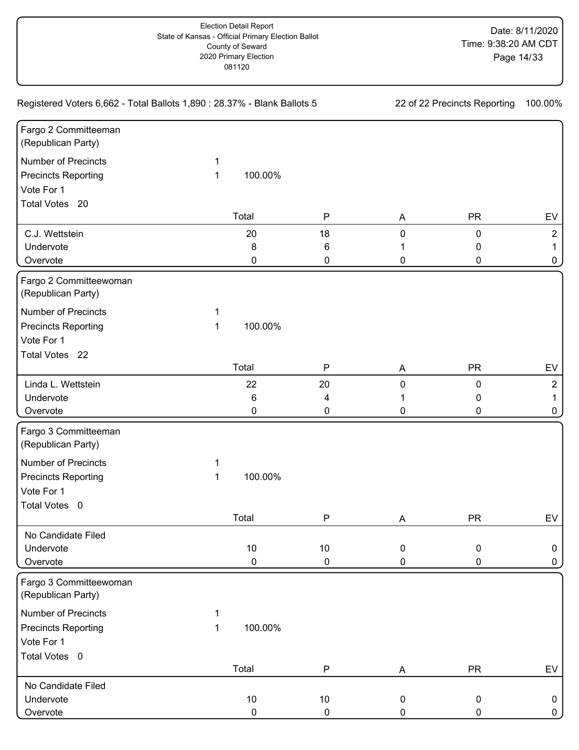Election Detail Report
State of Kansas - Official Primary Election Ballot
County of Seward
2020 Primary Election
081120

Date: 8/11/2020
Time: 9:38:20 AM CDT

Registered Voters 6,662 - Total Ballots 1,890 : 28.37% - Blank Ballots 5

22 of 22 Precincts Reporting 100.00%

## Fargo 2 Committeeman (Republican Party)

Number of Precincts 1
Precincts Reporting 1 100.00%
Vote For 1
Total Votes 20

| | Total | P | A | PR | EV |
|---|---|---|---|---|---|
| C.J. Wettstein | 20 | 18 | 0 | 0 | 2 |
| Undervote | 8 | 6 | 1 | 0 | 1 |
| Overvote | 0 | 0 | 0 | 0 | 0 |

## Fargo 2 Committeewoman (Republican Party)

Number of Precincts 1
Precincts Reporting 1 100.00%
Vote For 1
Total Votes 22

| | Total | P | A | PR | EV |
|---|---|---|---|---|---|
| Linda L. Wettstein | 22 | 20 | 0 | 0 | 2 |
| Undervote | 6 | 4 | 1 | 0 | 1 |
| Overvote | 0 | 0 | 0 | 0 | 0 |

## Fargo 3 Committeeman (Republican Party)

Number of Precincts 1
Precincts Reporting 1 100.00%
Vote For 1
Total Votes 0

| | Total | P | A | PR | EV |
|---|---|---|---|---|---|
| No Candidate Filed | | | | | |
| Undervote | 10 | 10 | 0 | 0 | 0 |
| Overvote | 0 | 0 | 0 | 0 | 0 |

## Fargo 3 Committeewoman (Republican Party)

Number of Precincts 1
Precincts Reporting 1 100.00%
Vote For 1
Total Votes 0

| | Total | P | A | PR | EV |
|---|---|---|---|---|---|
| No Candidate Filed | | | | | |
| Undervote | 10 | 10 | 0 | 0 | 0 |
| Overvote | 0 | 0 | 0 | 0 | 0 |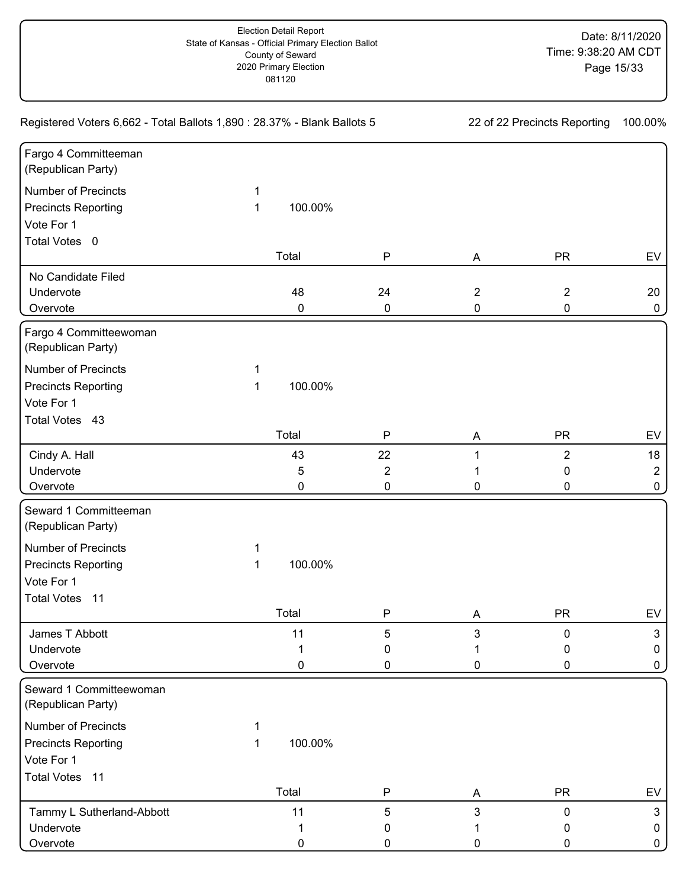Election Detail Report
State of Kansas - Official Primary Election Ballot
County of Seward
2020 Primary Election
081120

Date: 8/11/2020
Time: 9:38:20 AM CDT

Registered Voters 6,662 - Total Ballots 1,890 : 28.37% - Blank Ballots 5

22 of 22 Precincts Reporting 100.00%

## Fargo 4 Committeeman (Republican Party)

Number of Precincts 1
Precincts Reporting 1 100.00%
Vote For 1
Total Votes 0

| | Total | P | A | PR | EV |
|---|---|---|---|---|---|
| No Candidate Filed | | | | | |
| Undervote | 48 | 24 | 2 | 2 | 20 |
| Overvote | 0 | 0 | 0 | 0 | 0 |

## Fargo 4 Committeewoman (Republican Party)

Number of Precincts 1
Precincts Reporting 1 100.00%
Vote For 1
Total Votes 43

| | Total | P | A | PR | EV |
|---|---|---|---|---|---|
| Cindy A. Hall | 43 | 22 | 1 | 2 | 18 |
| Undervote | 5 | 2 | 1 | 0 | 2 |
| Overvote | 0 | 0 | 0 | 0 | 0 |

## Seward 1 Committeeman (Republican Party)

Number of Precincts 1
Precincts Reporting 1 100.00%
Vote For 1
Total Votes 11

| | Total | P | A | PR | EV |
|---|---|---|---|---|---|
| James T Abbott | 11 | 5 | 3 | 0 | 3 |
| Undervote | 1 | 0 | 1 | 0 | 0 |
| Overvote | 0 | 0 | 0 | 0 | 0 |

## Seward 1 Committeewoman (Republican Party)

Number of Precincts 1
Precincts Reporting 1 100.00%
Vote For 1
Total Votes 11

| | Total | P | A | PR | EV |
|---|---|---|---|---|---|
| Tammy L Sutherland-Abbott | 11 | 5 | 3 | 0 | 3 |
| Undervote | 1 | 0 | 1 | 0 | 0 |
| Overvote | 0 | 0 | 0 | 0 | 0 |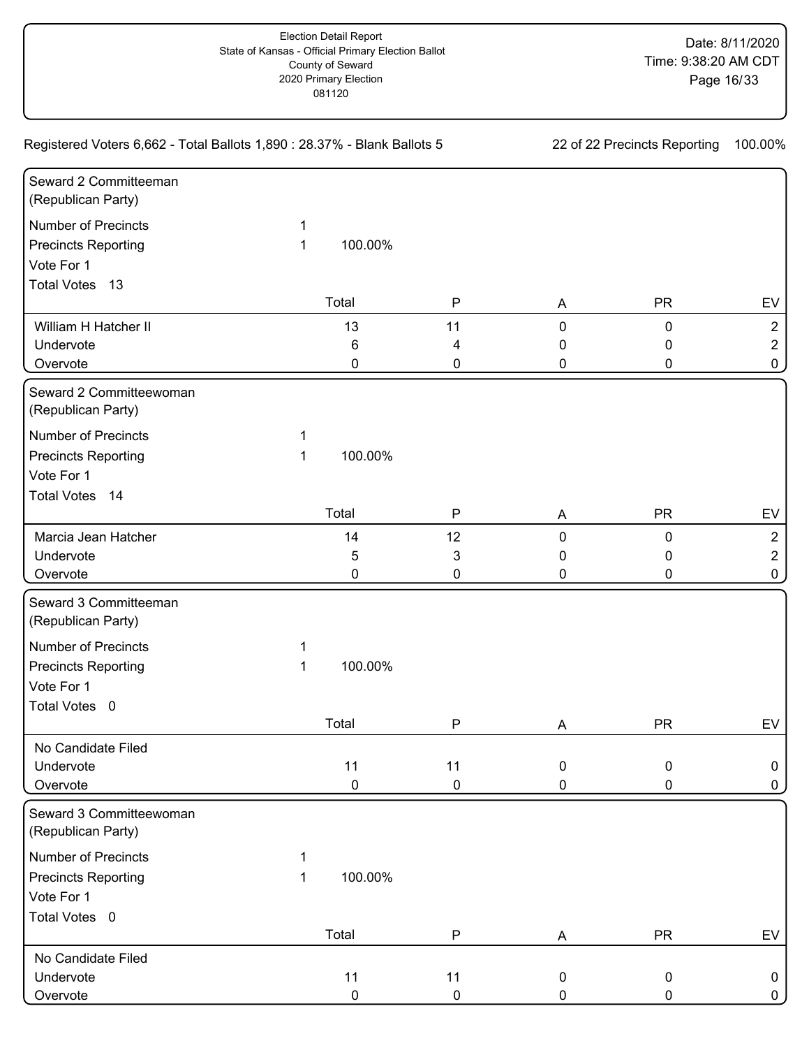Election Detail Report
State of Kansas - Official Primary Election Ballot
County of Seward
2020 Primary Election
081120

Date: 8/11/2020
Time: 9:38:20 AM CDT

Registered Voters 6,662 - Total Ballots 1,890 : 28.37% - Blank Ballots 5

22 of 22 Precincts Reporting 100.00%

## Seward 2 Committeeman (Republican Party)

Number of Precincts 1
Precincts Reporting 1 100.00%
Vote For 1
Total Votes 13

| | Total | P | A | PR | EV |
|---|---|---|---|---|---|
| William H Hatcher II | 13 | 11 | 0 | 0 | 2 |
| Undervote | 6 | 4 | 0 | 0 | 2 |
| Overvote | 0 | 0 | 0 | 0 | 0 |

## Seward 2 Committeewoman (Republican Party)

Number of Precincts 1
Precincts Reporting 1 100.00%
Vote For 1
Total Votes 14

| | Total | P | A | PR | EV |
|---|---|---|---|---|---|
| Marcia Jean Hatcher | 14 | 12 | 0 | 0 | 2 |
| Undervote | 5 | 3 | 0 | 0 | 2 |
| Overvote | 0 | 0 | 0 | 0 | 0 |

## Seward 3 Committeeman (Republican Party)

Number of Precincts 1
Precincts Reporting 1 100.00%
Vote For 1
Total Votes 0

| | Total | P | A | PR | EV |
|---|---|---|---|---|---|
| No Candidate Filed | | | | | |
| Undervote | 11 | 11 | 0 | 0 | 0 |
| Overvote | 0 | 0 | 0 | 0 | 0 |

## Seward 3 Committeewoman (Republican Party)

Number of Precincts 1
Precincts Reporting 1 100.00%
Vote For 1
Total Votes 0

| | Total | P | A | PR | EV |
|---|---|---|---|---|---|
| No Candidate Filed | | | | | |
| Undervote | 11 | 11 | 0 | 0 | 0 |
| Overvote | 0 | 0 | 0 | 0 | 0 |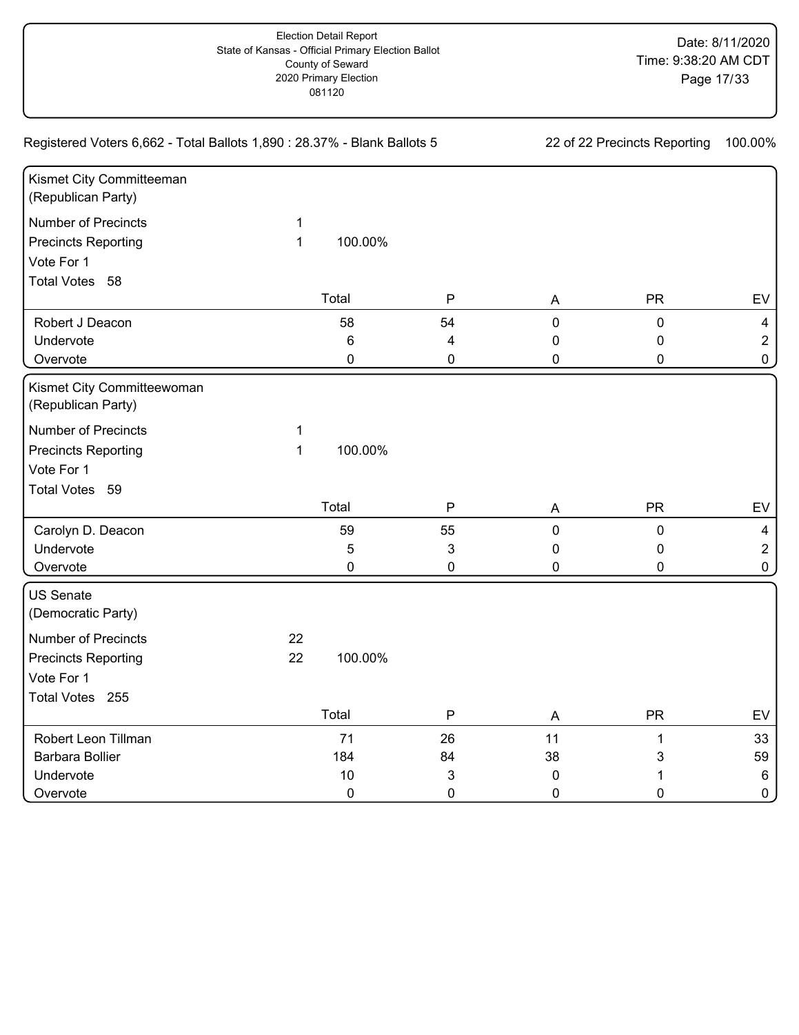Election Detail Report
State of Kansas - Official Primary Election Ballot
County of Seward
2020 Primary Election
081120

Date: 8/11/2020
Time: 9:38:20 AM CDT

Registered Voters 6,662 - Total Ballots 1,890 : 28.37% - Blank Ballots 5

22 of 22 Precincts Reporting 100.00%

## Kismet City Committeeman (Republican Party)

Number of Precincts 1
Precincts Reporting 1 100.00%
Vote For 1
Total Votes 58

| | Total | P | A | PR | EV |
|---|---|---|---|---|---|
| Robert J Deacon | 58 | 54 | 0 | 0 | 4 |
| Undervote | 6 | 4 | 0 | 0 | 2 |
| Overvote | 0 | 0 | 0 | 0 | 0 |

## Kismet City Committeewoman (Republican Party)

Number of Precincts 1
Precincts Reporting 1 100.00%
Vote For 1
Total Votes 59

| | Total | P | A | PR | EV |
|---|---|---|---|---|---|
| Carolyn D. Deacon | 59 | 55 | 0 | 0 | 4 |
| Undervote | 5 | 3 | 0 | 0 | 2 |
| Overvote | 0 | 0 | 0 | 0 | 0 |

## US Senate (Democratic Party)

Number of Precincts 22
Precincts Reporting 22 100.00%
Vote For 1
Total Votes 255

| | Total | P | A | PR | EV |
|---|---|---|---|---|---|
| Robert Leon Tillman | 71 | 26 | 11 | 1 | 33 |
| Barbara Bollier | 184 | 84 | 38 | 3 | 59 |
| Undervote | 10 | 3 | 0 | 1 | 6 |
| Overvote | 0 | 0 | 0 | 0 | 0 |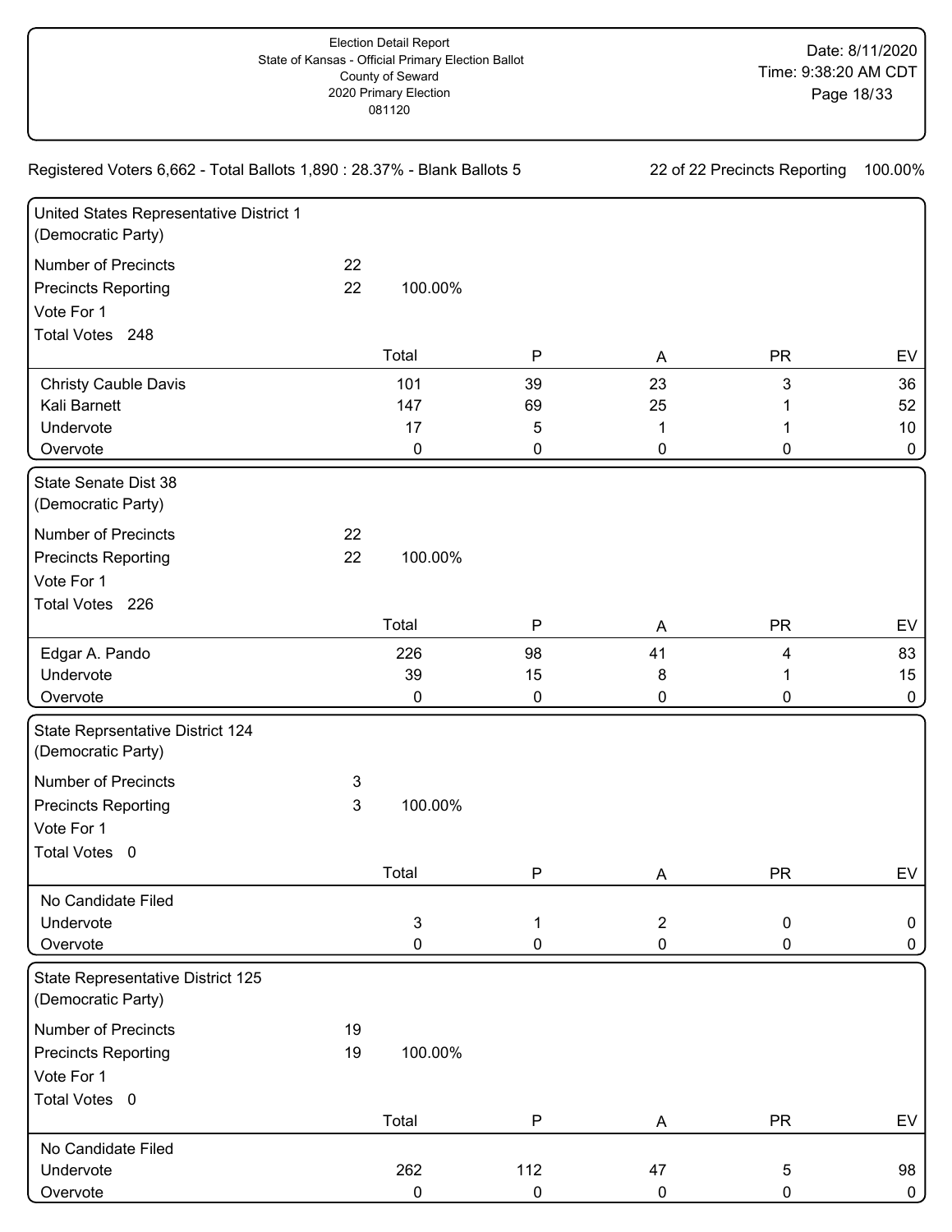Election Detail Report
State of Kansas - Official Primary Election Ballot
County of Seward
2020 Primary Election
081120

Date: 8/11/2020
Time: 9:38:20 AM CDT

Registered Voters 6,662 - Total Ballots 1,890 : 28.37% - Blank Ballots 5

22 of 22 Precincts Reporting 100.00%

## United States Representative District 1 (Democratic Party)

Number of Precincts 22
Precincts Reporting 22 100.00%
Vote For 1
Total Votes 248

| | Total | P | A | PR | EV |
|---|---|---|---|---|---|
| Christy Cauble Davis | 101 | 39 | 23 | 3 | 36 |
| Kali Barnett | 147 | 69 | 25 | 1 | 52 |
| Undervote | 17 | 5 | 1 | 1 | 10 |
| Overvote | 0 | 0 | 0 | 0 | 0 |

## State Senate Dist 38 (Democratic Party)

Number of Precincts 22
Precincts Reporting 22 100.00%
Vote For 1
Total Votes 226

| | Total | P | A | PR | EV |
|---|---|---|---|---|---|
| Edgar A. Pando | 226 | 98 | 41 | 4 | 83 |
| Undervote | 39 | 15 | 8 | 1 | 15 |
| Overvote | 0 | 0 | 0 | 0 | 0 |

## State Reprsentative District 124 (Democratic Party)

Number of Precincts 3
Precincts Reporting 3 100.00%
Vote For 1
Total Votes 0

| | Total | P | A | PR | EV |
|---|---|---|---|---|---|
| No Candidate Filed | | | | | |
| Undervote | 3 | 1 | 2 | 0 | 0 |
| Overvote | 0 | 0 | 0 | 0 | 0 |

## State Representative District 125 (Democratic Party)

Number of Precincts 19
Precincts Reporting 19 100.00%
Vote For 1
Total Votes 0

| | Total | P | A | PR | EV |
|---|---|---|---|---|---|
| No Candidate Filed | | | | | |
| Undervote | 262 | 112 | 47 | 5 | 98 |
| Overvote | 0 | 0 | 0 | 0 | 0 |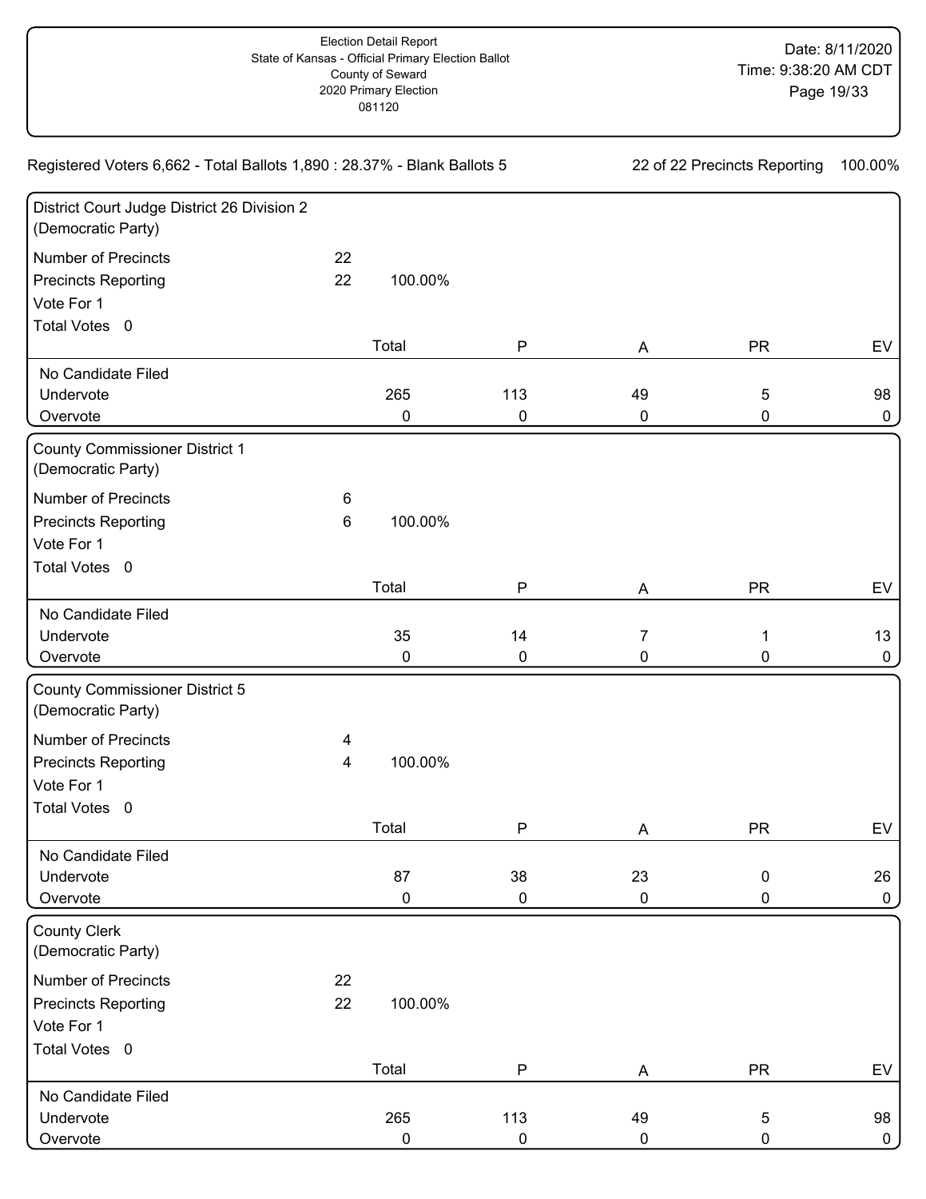Election Detail Report
State of Kansas - Official Primary Election Ballot
County of Seward
2020 Primary Election
081120

Date: 8/11/2020
Time: 9:38:20 AM CDT

Registered Voters 6,662 - Total Ballots 1,890 : 28.37% - Blank Ballots 5

22 of 22 Precincts Reporting 100.00%

## District Court Judge District 26 Division 2 (Democratic Party)

Number of Precincts 22
Precincts Reporting 22 100.00%
Vote For 1
Total Votes 0

| | Total | P | A | PR | EV |
|---|---|---|---|---|---|
| No Candidate Filed | | | | | |
| Undervote | 265 | 113 | 49 | 5 | 98 |
| Overvote | 0 | 0 | 0 | 0 | 0 |

## County Commissioner District 1 (Democratic Party)

Number of Precincts 6
Precincts Reporting 6 100.00%
Vote For 1
Total Votes 0

| | Total | P | A | PR | EV |
|---|---|---|---|---|---|
| No Candidate Filed | | | | | |
| Undervote | 35 | 14 | 7 | 1 | 13 |
| Overvote | 0 | 0 | 0 | 0 | 0 |

## County Commissioner District 5 (Democratic Party)

Number of Precincts 4
Precincts Reporting 4 100.00%
Vote For 1
Total Votes 0

| | Total | P | A | PR | EV |
|---|---|---|---|---|---|
| No Candidate Filed | | | | | |
| Undervote | 87 | 38 | 23 | 0 | 26 |
| Overvote | 0 | 0 | 0 | 0 | 0 |

## County Clerk (Democratic Party)

Number of Precincts 22
Precincts Reporting 22 100.00%
Vote For 1
Total Votes 0

| | Total | P | A | PR | EV |
|---|---|---|---|---|---|
| No Candidate Filed | | | | | |
| Undervote | 265 | 113 | 49 | 5 | 98 |
| Overvote | 0 | 0 | 0 | 0 | 0 |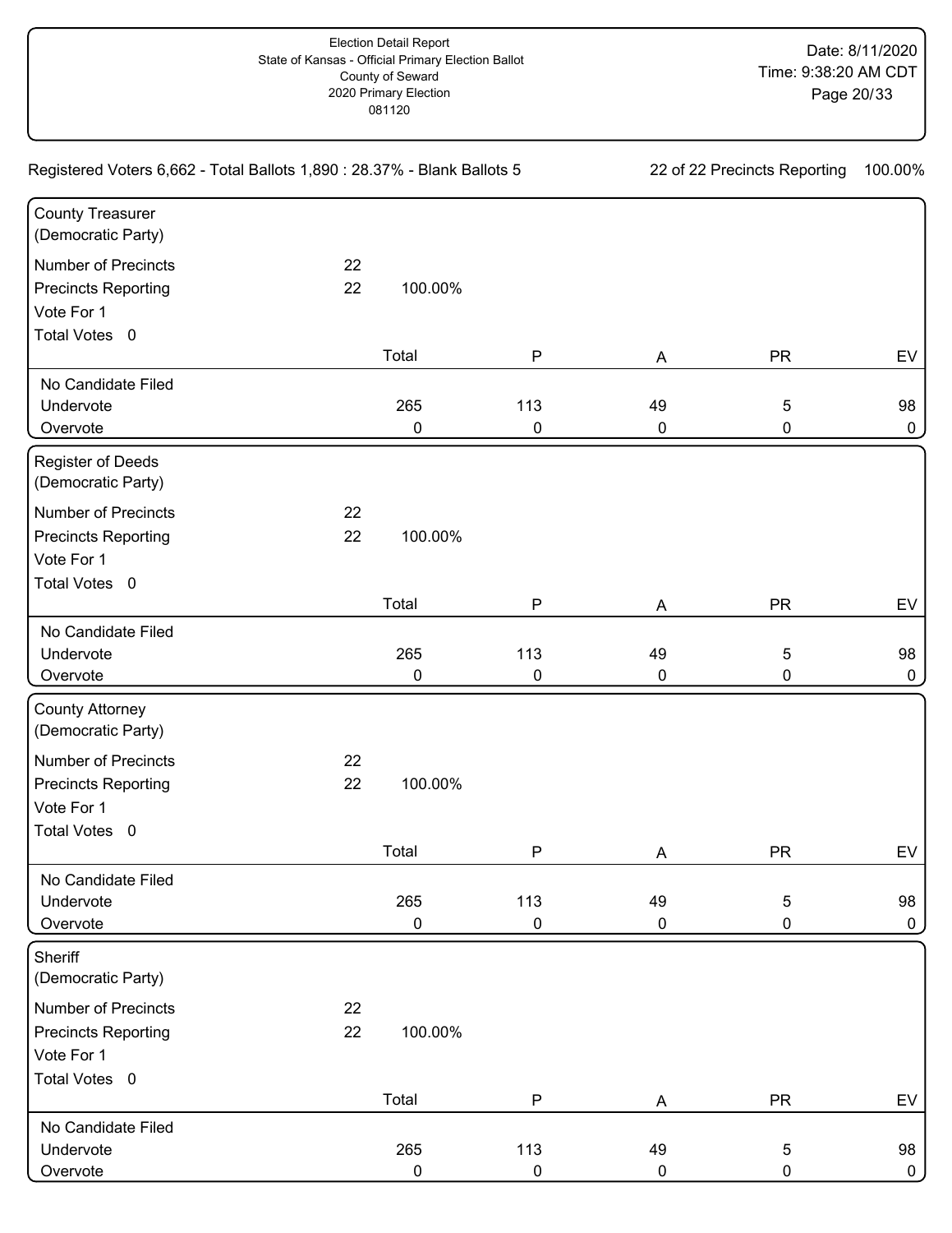Election Detail Report
State of Kansas - Official Primary Election Ballot
County of Seward
2020 Primary Election
081120

Date: 8/11/2020
Time: 9:38:20 AM CDT

Registered Voters 6,662 - Total Ballots 1,890 : 28.37% - Blank Ballots 5

22 of 22 Precincts Reporting 100.00%

## County Treasurer (Democratic Party)

Number of Precincts 22
Precincts Reporting 22 100.00%
Vote For 1
Total Votes 0

| | Total | P | A | PR | EV |
|---|---|---|---|---|---|
| No Candidate Filed | | | | | |
| Undervote | 265 | 113 | 49 | 5 | 98 |
| Overvote | 0 | 0 | 0 | 0 | 0 |

## Register of Deeds (Democratic Party)

Number of Precincts 22
Precincts Reporting 22 100.00%
Vote For 1
Total Votes 0

| | Total | P | A | PR | EV |
|---|---|---|---|---|---|
| No Candidate Filed | | | | | |
| Undervote | 265 | 113 | 49 | 5 | 98 |
| Overvote | 0 | 0 | 0 | 0 | 0 |

## County Attorney (Democratic Party)

Number of Precincts 22
Precincts Reporting 22 100.00%
Vote For 1
Total Votes 0

| | Total | P | A | PR | EV |
|---|---|---|---|---|---|
| No Candidate Filed | | | | | |
| Undervote | 265 | 113 | 49 | 5 | 98 |
| Overvote | 0 | 0 | 0 | 0 | 0 |

## Sheriff (Democratic Party)

Number of Precincts 22
Precincts Reporting 22 100.00%
Vote For 1
Total Votes 0

| | Total | P | A | PR | EV |
|---|---|---|---|---|---|
| No Candidate Filed | | | | | |
| Undervote | 265 | 113 | 49 | 5 | 98 |
| Overvote | 0 | 0 | 0 | 0 | 0 |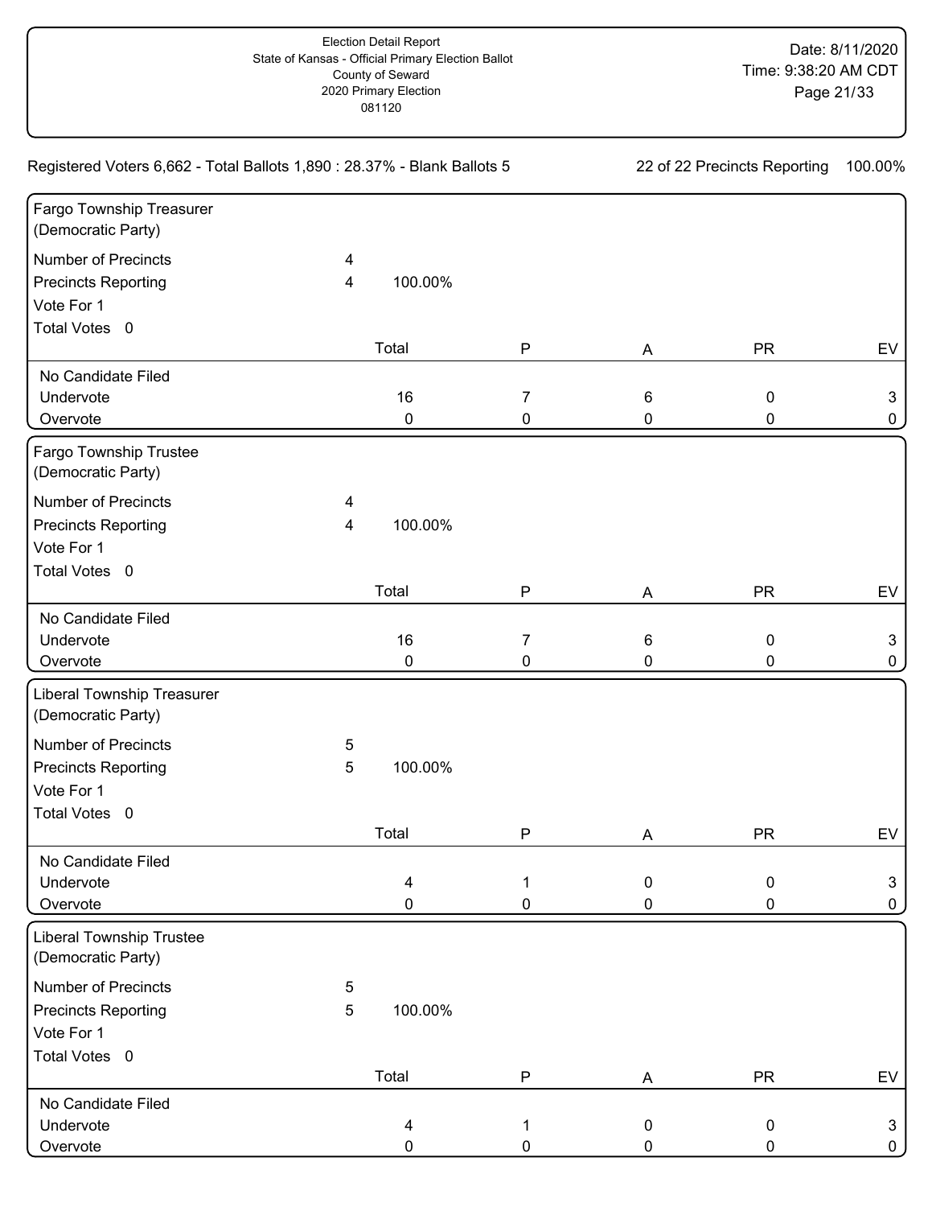Registered Voters 6,662 - Total Ballots 1,890 : 28.37% - Blank Ballots 5

22 of 22 Precincts Reporting 100.00%

## Fargo Township Treasurer (Democratic Party)

Number of Precincts 4
Precincts Reporting 4 100.00%
Vote For 1
Total Votes 0

| | Total | P | A | PR | EV |
|---|---|---|---|---|---|
| No Candidate Filed | | | | | |
| Undervote | 16 | 7 | 6 | 0 | 3 |
| Overvote | 0 | 0 | 0 | 0 | 0 |

## Fargo Township Trustee (Democratic Party)

Number of Precincts 4
Precincts Reporting 4 100.00%
Vote For 1
Total Votes 0

| | Total | P | A | PR | EV |
|---|---|---|---|---|---|
| No Candidate Filed | | | | | |
| Undervote | 16 | 7 | 6 | 0 | 3 |
| Overvote | 0 | 0 | 0 | 0 | 0 |

## Liberal Township Treasurer (Democratic Party)

Number of Precincts 5
Precincts Reporting 5 100.00%
Vote For 1
Total Votes 0

| | Total | P | A | PR | EV |
|---|---|---|---|---|---|
| No Candidate Filed | | | | | |
| Undervote | 4 | 1 | 0 | 0 | 3 |
| Overvote | 0 | 0 | 0 | 0 | 0 |

## Liberal Township Trustee (Democratic Party)

Number of Precincts 5
Precincts Reporting 5 100.00%
Vote For 1
Total Votes 0

| | Total | P | A | PR | EV |
|---|---|---|---|---|---|
| No Candidate Filed | | | | | |
| Undervote | 4 | 1 | 0 | 0 | 3 |
| Overvote | 0 | 0 | 0 | 0 | 0 |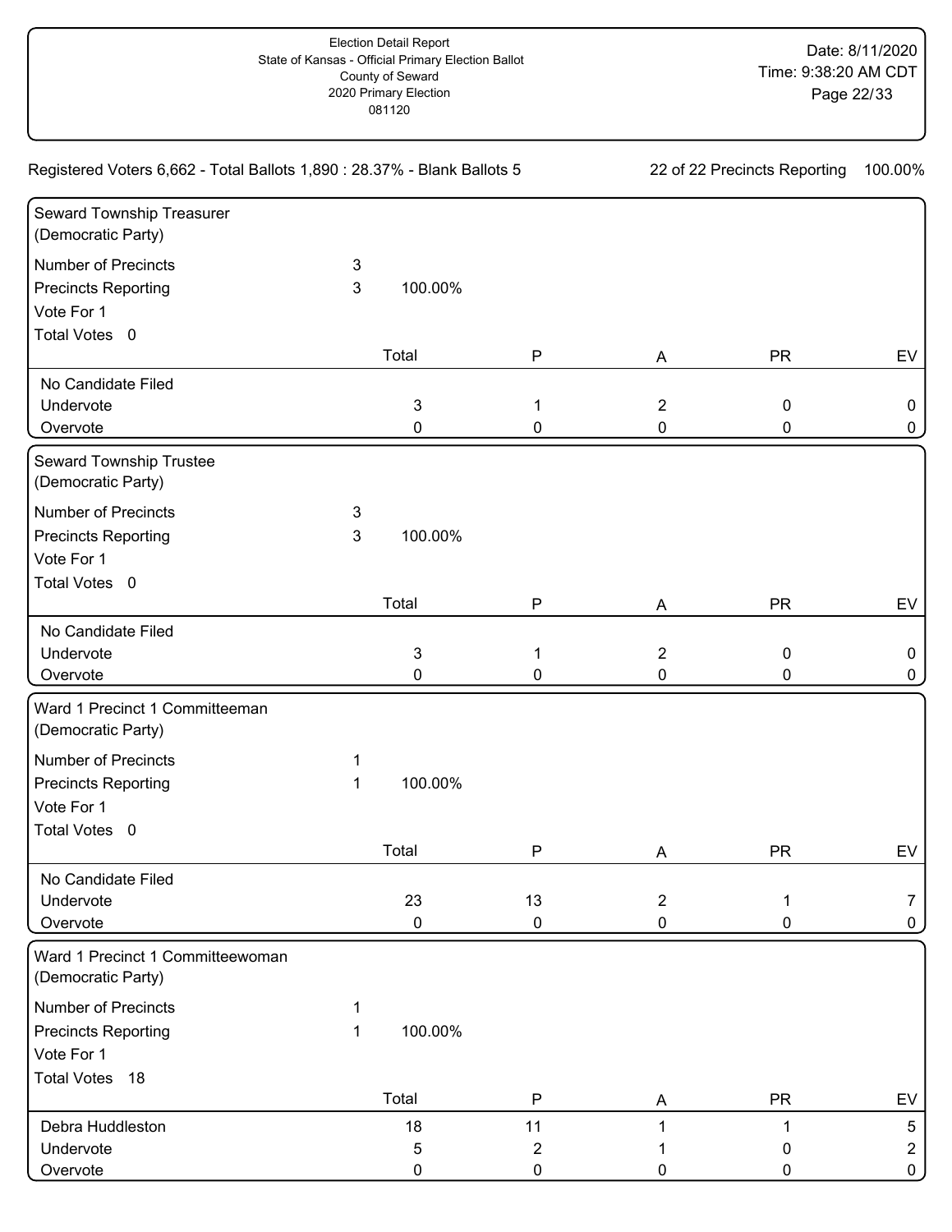Election Detail Report
State of Kansas - Official Primary Election Ballot
County of Seward
2020 Primary Election
081120

Date: 8/11/2020
Time: 9:38:20 AM CDT

Registered Voters 6,662 - Total Ballots 1,890 : 28.37% - Blank Ballots 5

22 of 22 Precincts Reporting 100.00%

## Seward Township Treasurer (Democratic Party)

Number of Precincts 3
Precincts Reporting 3 100.00%
Vote For 1
Total Votes 0

| | Total | P | A | PR | EV |
|---|---|---|---|---|---|
| No Candidate Filed | | | | | |
| Undervote | 3 | 1 | 2 | 0 | 0 |
| Overvote | 0 | 0 | 0 | 0 | 0 |

## Seward Township Trustee (Democratic Party)

Number of Precincts 3
Precincts Reporting 3 100.00%
Vote For 1
Total Votes 0

| | Total | P | A | PR | EV |
|---|---|---|---|---|---|
| No Candidate Filed | | | | | |
| Undervote | 3 | 1 | 2 | 0 | 0 |
| Overvote | 0 | 0 | 0 | 0 | 0 |

## Ward 1 Precinct 1 Committeeman (Democratic Party)

Number of Precincts 1
Precincts Reporting 1 100.00%
Vote For 1
Total Votes 0

| | Total | P | A | PR | EV |
|---|---|---|---|---|---|
| No Candidate Filed | | | | | |
| Undervote | 23 | 13 | 2 | 1 | 7 |
| Overvote | 0 | 0 | 0 | 0 | 0 |

## Ward 1 Precinct 1 Committeewoman (Democratic Party)

Number of Precincts 1
Precincts Reporting 1 100.00%
Vote For 1
Total Votes 18

| | Total | P | A | PR | EV |
|---|---|---|---|---|---|
| Debra Huddleston | 18 | 11 | 1 | 1 | 5 |
| Undervote | 5 | 2 | 1 | 0 | 2 |
| Overvote | 0 | 0 | 0 | 0 | 0 |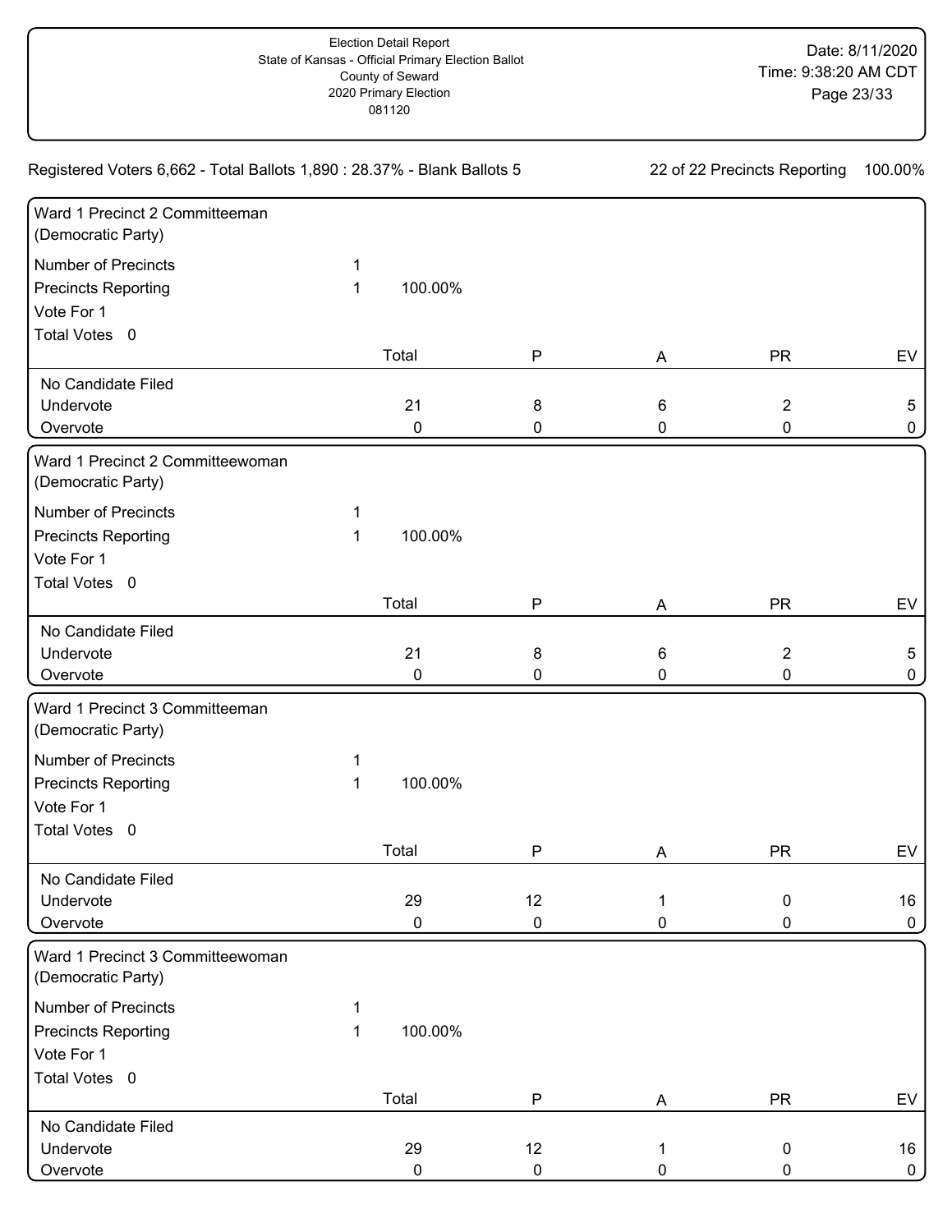Election Detail Report
State of Kansas - Official Primary Election Ballot
County of Seward
2020 Primary Election
081120

Date: 8/11/2020
Time: 9:38:20 AM CDT

Registered Voters 6,662 - Total Ballots 1,890 : 28.37% - Blank Ballots 5

22 of 22 Precincts Reporting 100.00%

## Ward 1 Precinct 2 Committeeman (Democratic Party)

Number of Precincts 1
Precincts Reporting 1 100.00%
Vote For 1
Total Votes 0

| | Total | P | A | PR | EV |
|---|---|---|---|---|---|
| No Candidate Filed | | | | | |
| Undervote | 21 | 8 | 6 | 2 | 5 |
| Overvote | 0 | 0 | 0 | 0 | 0 |

## Ward 1 Precinct 2 Committeewoman (Democratic Party)

Number of Precincts 1
Precincts Reporting 1 100.00%
Vote For 1
Total Votes 0

| | Total | P | A | PR | EV |
|---|---|---|---|---|---|
| No Candidate Filed | | | | | |
| Undervote | 21 | 8 | 6 | 2 | 5 |
| Overvote | 0 | 0 | 0 | 0 | 0 |

## Ward 1 Precinct 3 Committeeman (Democratic Party)

Number of Precincts 1
Precincts Reporting 1 100.00%
Vote For 1
Total Votes 0

| | Total | P | A | PR | EV |
|---|---|---|---|---|---|
| No Candidate Filed | | | | | |
| Undervote | 29 | 12 | 1 | 0 | 16 |
| Overvote | 0 | 0 | 0 | 0 | 0 |

## Ward 1 Precinct 3 Committeewoman (Democratic Party)

Number of Precincts 1
Precincts Reporting 1 100.00%
Vote For 1
Total Votes 0

| | Total | P | A | PR | EV |
|---|---|---|---|---|---|
| No Candidate Filed | | | | | |
| Undervote | 29 | 12 | 1 | 0 | 16 |
| Overvote | 0 | 0 | 0 | 0 | 0 |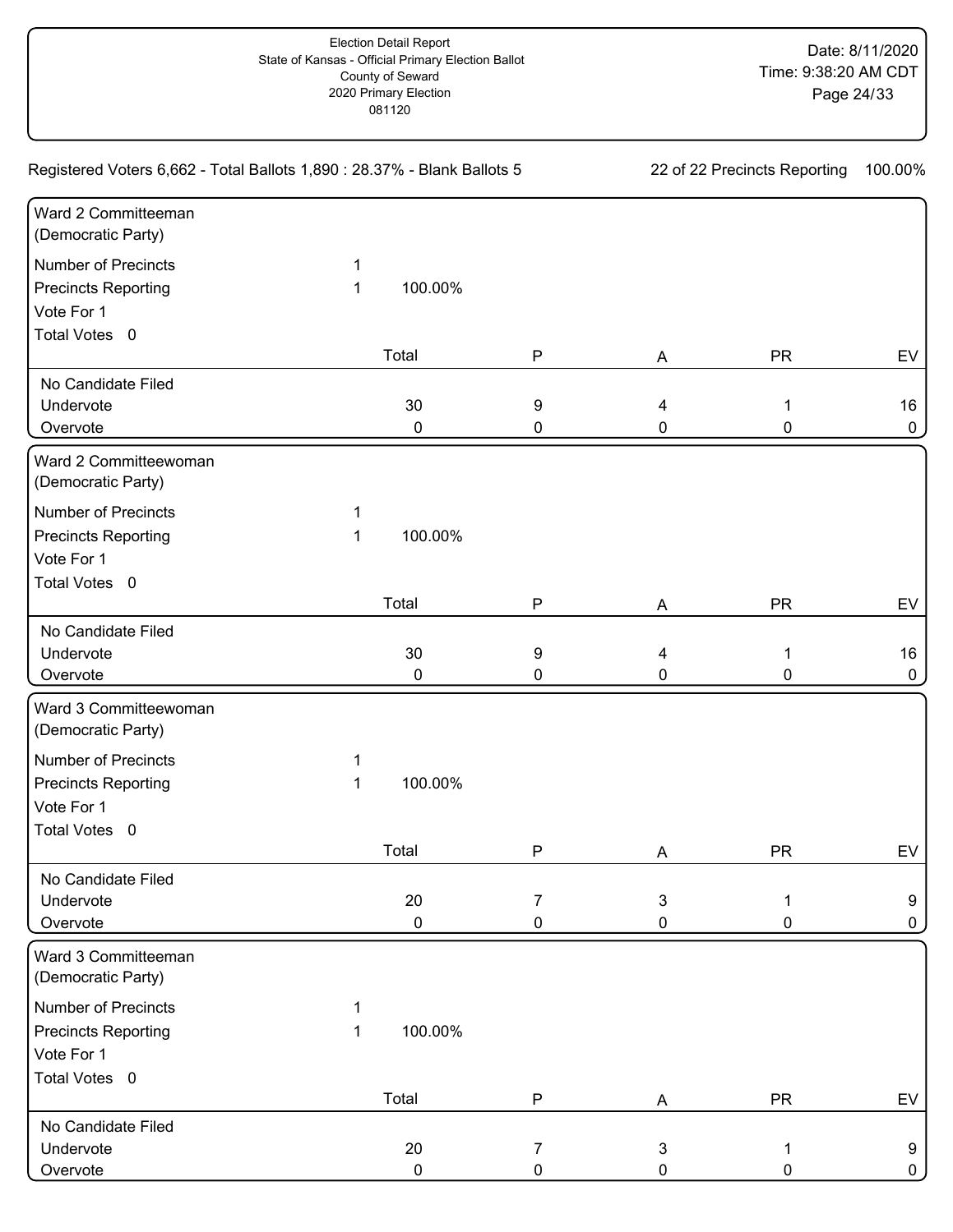Election Detail Report
State of Kansas - Official Primary Election Ballot
County of Seward
2020 Primary Election
081120

Date: 8/11/2020
Time: 9:38:20 AM CDT

Registered Voters 6,662 - Total Ballots 1,890 : 28.37% - Blank Ballots 5

22 of 22 Precincts Reporting 100.00%

## Ward 2 Committeeman (Democratic Party)

Number of Precincts 1
Precincts Reporting 1 100.00%
Vote For 1
Total Votes 0

| | Total | P | A | PR | EV |
|---|---|---|---|---|---|
| No Candidate Filed | | | | | |
| Undervote | 30 | 9 | 4 | 1 | 16 |
| Overvote | 0 | 0 | 0 | 0 | 0 |

## Ward 2 Committeewoman (Democratic Party)

Number of Precincts 1
Precincts Reporting 1 100.00%
Vote For 1
Total Votes 0

| | Total | P | A | PR | EV |
|---|---|---|---|---|---|
| No Candidate Filed | | | | | |
| Undervote | 30 | 9 | 4 | 1 | 16 |
| Overvote | 0 | 0 | 0 | 0 | 0 |

## Ward 3 Committeewoman (Democratic Party)

Number of Precincts 1
Precincts Reporting 1 100.00%
Vote For 1
Total Votes 0

| | Total | P | A | PR | EV |
|---|---|---|---|---|---|
| No Candidate Filed | | | | | |
| Undervote | 20 | 7 | 3 | 1 | 9 |
| Overvote | 0 | 0 | 0 | 0 | 0 |

## Ward 3 Committeeman (Democratic Party)

Number of Precincts 1
Precincts Reporting 1 100.00%
Vote For 1
Total Votes 0

| | Total | P | A | PR | EV |
|---|---|---|---|---|---|
| No Candidate Filed | | | | | |
| Undervote | 20 | 7 | 3 | 1 | 9 |
| Overvote | 0 | 0 | 0 | 0 | 0 |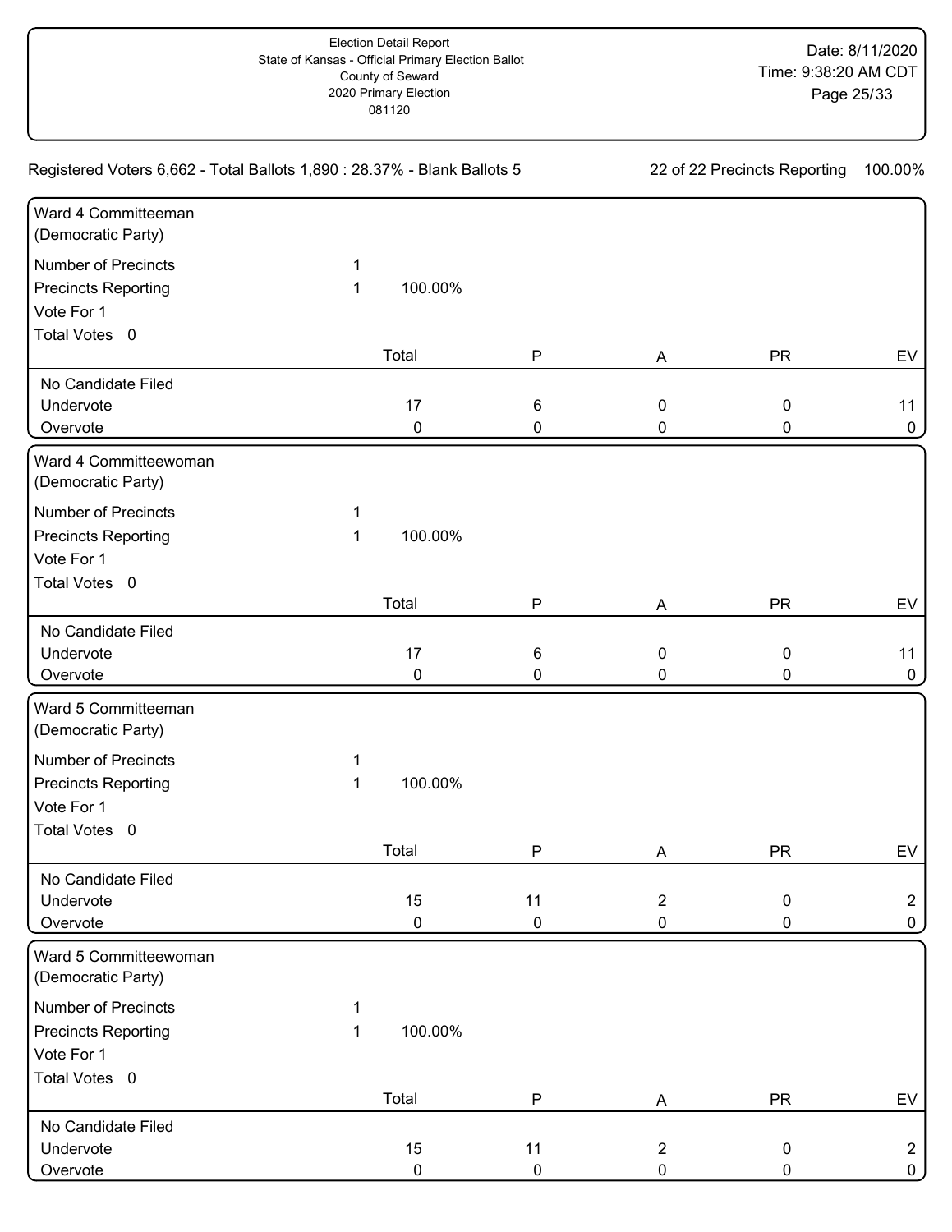Election Detail Report
State of Kansas - Official Primary Election Ballot
County of Seward
2020 Primary Election
081120

Date: 8/11/2020
Time: 9:38:20 AM CDT

Registered Voters 6,662 - Total Ballots 1,890 : 28.37% - Blank Ballots 5

22 of 22 Precincts Reporting 100.00%

## Ward 4 Committeeman (Democratic Party)

Number of Precincts 1
Precincts Reporting 1 100.00%
Vote For 1
Total Votes 0

| | Total | P | A | PR | EV |
|---|---|---|---|---|---|
| No Candidate Filed | | | | | |
| Undervote | 17 | 6 | 0 | 0 | 11 |
| Overvote | 0 | 0 | 0 | 0 | 0 |

## Ward 4 Committeewoman (Democratic Party)

Number of Precincts 1
Precincts Reporting 1 100.00%
Vote For 1
Total Votes 0

| | Total | P | A | PR | EV |
|---|---|---|---|---|---|
| No Candidate Filed | | | | | |
| Undervote | 17 | 6 | 0 | 0 | 11 |
| Overvote | 0 | 0 | 0 | 0 | 0 |

## Ward 5 Committeeman (Democratic Party)

Number of Precincts 1
Precincts Reporting 1 100.00%
Vote For 1
Total Votes 0

| | Total | P | A | PR | EV |
|---|---|---|---|---|---|
| No Candidate Filed | | | | | |
| Undervote | 15 | 11 | 2 | 0 | 2 |
| Overvote | 0 | 0 | 0 | 0 | 0 |

## Ward 5 Committeewoman (Democratic Party)

Number of Precincts 1
Precincts Reporting 1 100.00%
Vote For 1
Total Votes 0

| | Total | P | A | PR | EV |
|---|---|---|---|---|---|
| No Candidate Filed | | | | | |
| Undervote | 15 | 11 | 2 | 0 | 2 |
| Overvote | 0 | 0 | 0 | 0 | 0 |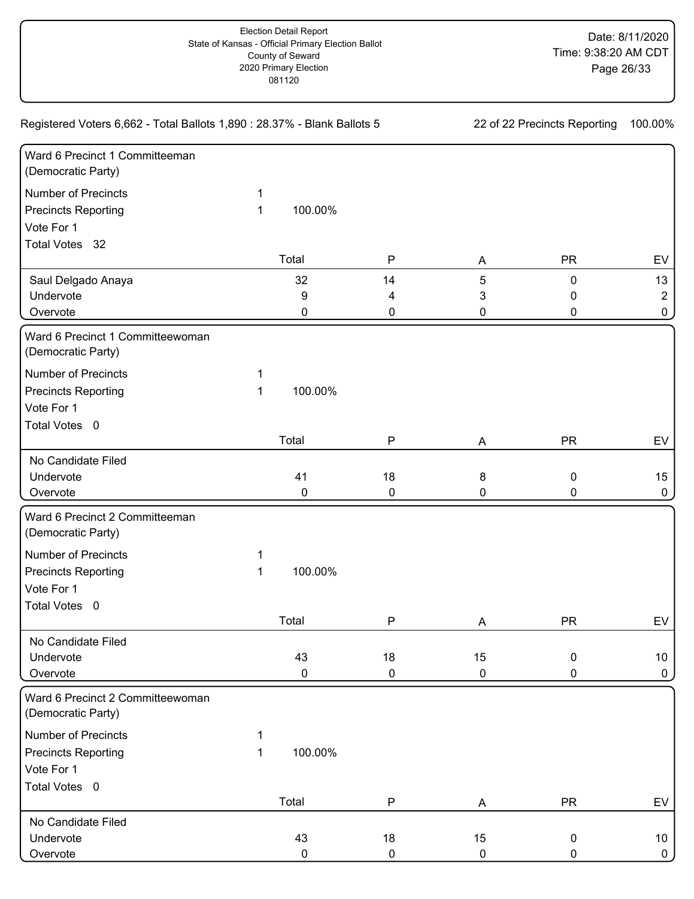Election Detail Report
State of Kansas - Official Primary Election Ballot
County of Seward
2020 Primary Election
081120

Date: 8/11/2020
Time: 9:38:20 AM CDT

Registered Voters 6,662 - Total Ballots 1,890 : 28.37% - Blank Ballots 5

22 of 22 Precincts Reporting 100.00%

## Ward 6 Precinct 1 Committeeman (Democratic Party)

Number of Precincts 1
Precincts Reporting 1 100.00%
Vote For 1
Total Votes 32

| | Total | P | A | PR | EV |
|---|---|---|---|---|---|
| Saul Delgado Anaya | 32 | 14 | 5 | 0 | 13 |
| Undervote | 9 | 4 | 3 | 0 | 2 |
| Overvote | 0 | 0 | 0 | 0 | 0 |

## Ward 6 Precinct 1 Committeewoman (Democratic Party)

Number of Precincts 1
Precincts Reporting 1 100.00%
Vote For 1
Total Votes 0

| | Total | P | A | PR | EV |
|---|---|---|---|---|---|
| No Candidate Filed | | | | | |
| Undervote | 41 | 18 | 8 | 0 | 15 |
| Overvote | 0 | 0 | 0 | 0 | 0 |

## Ward 6 Precinct 2 Committeeman (Democratic Party)

Number of Precincts 1
Precincts Reporting 1 100.00%
Vote For 1
Total Votes 0

| | Total | P | A | PR | EV |
|---|---|---|---|---|---|
| No Candidate Filed | | | | | |
| Undervote | 43 | 18 | 15 | 0 | 10 |
| Overvote | 0 | 0 | 0 | 0 | 0 |

## Ward 6 Precinct 2 Committeewoman (Democratic Party)

Number of Precincts 1
Precincts Reporting 1 100.00%
Vote For 1
Total Votes 0

| | Total | P | A | PR | EV |
|---|---|---|---|---|---|
| No Candidate Filed | | | | | |
| Undervote | 43 | 18 | 15 | 0 | 10 |
| Overvote | 0 | 0 | 0 | 0 | 0 |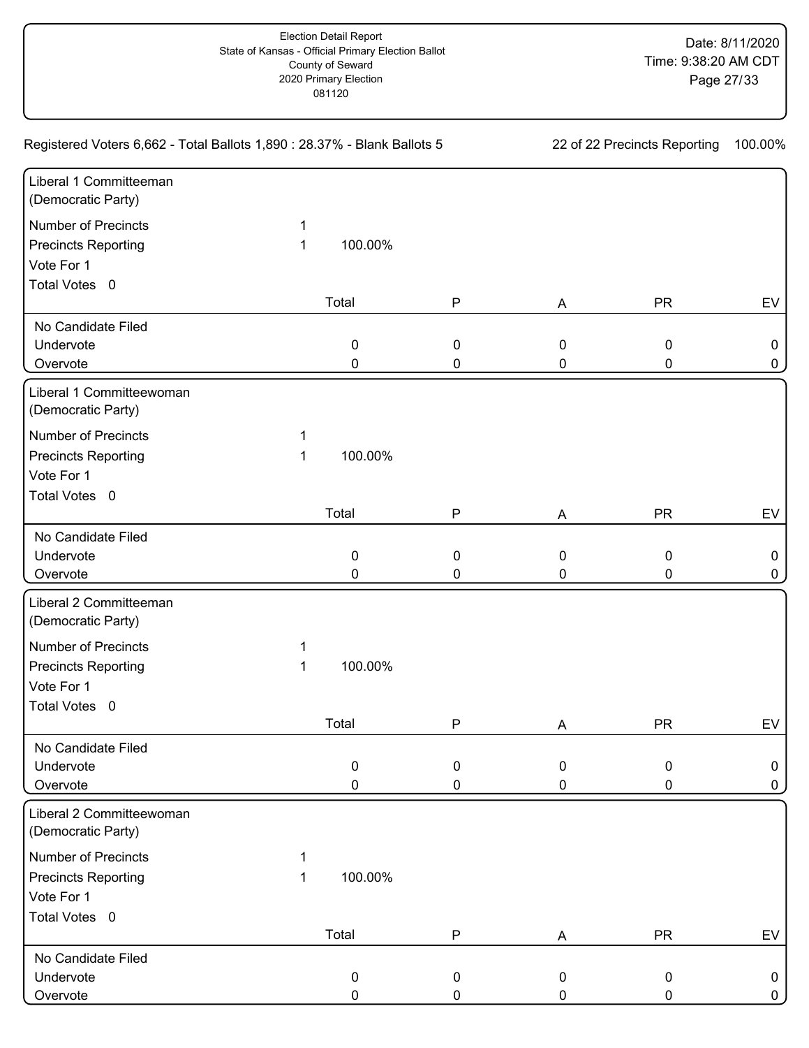Election Detail Report
State of Kansas - Official Primary Election Ballot
County of Seward
2020 Primary Election
081120

Date: 8/11/2020
Time: 9:38:20 AM CDT

Registered Voters 6,662 - Total Ballots 1,890 : 28.37% - Blank Ballots 5

22 of 22 Precincts Reporting 100.00%

## Liberal 1 Committeeman (Democratic Party)

Number of Precincts 1
Precincts Reporting 1 100.00%
Vote For 1
Total Votes 0

| | Total | P | A | PR | EV |
|---|---|---|---|---|---|
| No Candidate Filed | | | | | |
| Undervote | 0 | 0 | 0 | 0 | 0 |
| Overvote | 0 | 0 | 0 | 0 | 0 |

## Liberal 1 Committeewoman (Democratic Party)

Number of Precincts 1
Precincts Reporting 1 100.00%
Vote For 1
Total Votes 0

| | Total | P | A | PR | EV |
|---|---|---|---|---|---|
| No Candidate Filed | | | | | |
| Undervote | 0 | 0 | 0 | 0 | 0 |
| Overvote | 0 | 0 | 0 | 0 | 0 |

## Liberal 2 Committeeman (Democratic Party)

Number of Precincts 1
Precincts Reporting 1 100.00%
Vote For 1
Total Votes 0

| | Total | P | A | PR | EV |
|---|---|---|---|---|---|
| No Candidate Filed | | | | | |
| Undervote | 0 | 0 | 0 | 0 | 0 |
| Overvote | 0 | 0 | 0 | 0 | 0 |

## Liberal 2 Committeewoman (Democratic Party)

Number of Precincts 1
Precincts Reporting 1 100.00%
Vote For 1
Total Votes 0

| | Total | P | A | PR | EV |
|---|---|---|---|---|---|
| No Candidate Filed | | | | | |
| Undervote | 0 | 0 | 0 | 0 | 0 |
| Overvote | 0 | 0 | 0 | 0 | 0 |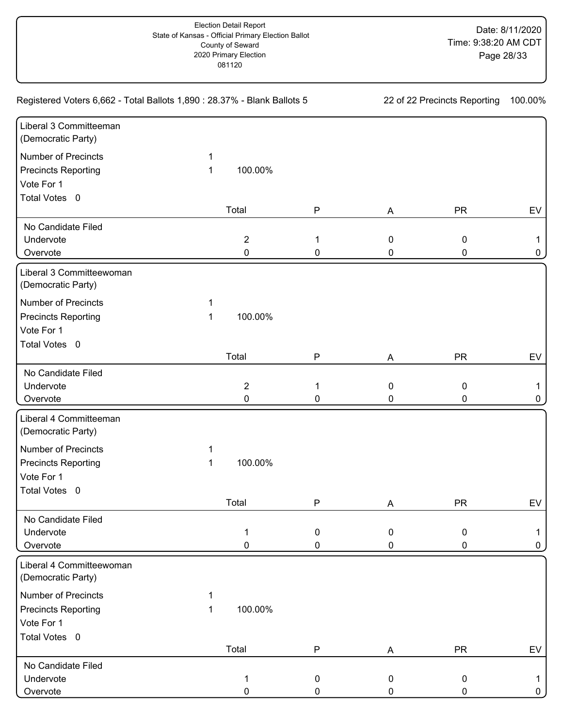Registered Voters 6,662 - Total Ballots 1,890 : 28.37% - Blank Ballots 5

22 of 22 Precincts Reporting 100.00%

## Liberal 3 Committeeman (Democratic Party)

Number of Precincts 1
Precincts Reporting 1 100.00%
Vote For 1
Total Votes 0

| | Total | P | A | PR | EV |
|---|---|---|---|---|---|
| No Candidate Filed | | | | | |
| Undervote | 2 | 1 | 0 | 0 | 1 |
| Overvote | 0 | 0 | 0 | 0 | 0 |

## Liberal 3 Committeewoman (Democratic Party)

Number of Precincts 1
Precincts Reporting 1 100.00%
Vote For 1
Total Votes 0

| | Total | P | A | PR | EV |
|---|---|---|---|---|---|
| No Candidate Filed | | | | | |
| Undervote | 2 | 1 | 0 | 0 | 1 |
| Overvote | 0 | 0 | 0 | 0 | 0 |

## Liberal 4 Committeeman (Democratic Party)

Number of Precincts 1
Precincts Reporting 1 100.00%
Vote For 1
Total Votes 0

| | Total | P | A | PR | EV |
|---|---|---|---|---|---|
| No Candidate Filed | | | | | |
| Undervote | 1 | 0 | 0 | 0 | 1 |
| Overvote | 0 | 0 | 0 | 0 | 0 |

## Liberal 4 Committeewoman (Democratic Party)

Number of Precincts 1
Precincts Reporting 1 100.00%
Vote For 1
Total Votes 0

| | Total | P | A | PR | EV |
|---|---|---|---|---|---|
| No Candidate Filed | | | | | |
| Undervote | 1 | 0 | 0 | 0 | 1 |
| Overvote | 0 | 0 | 0 | 0 | 0 |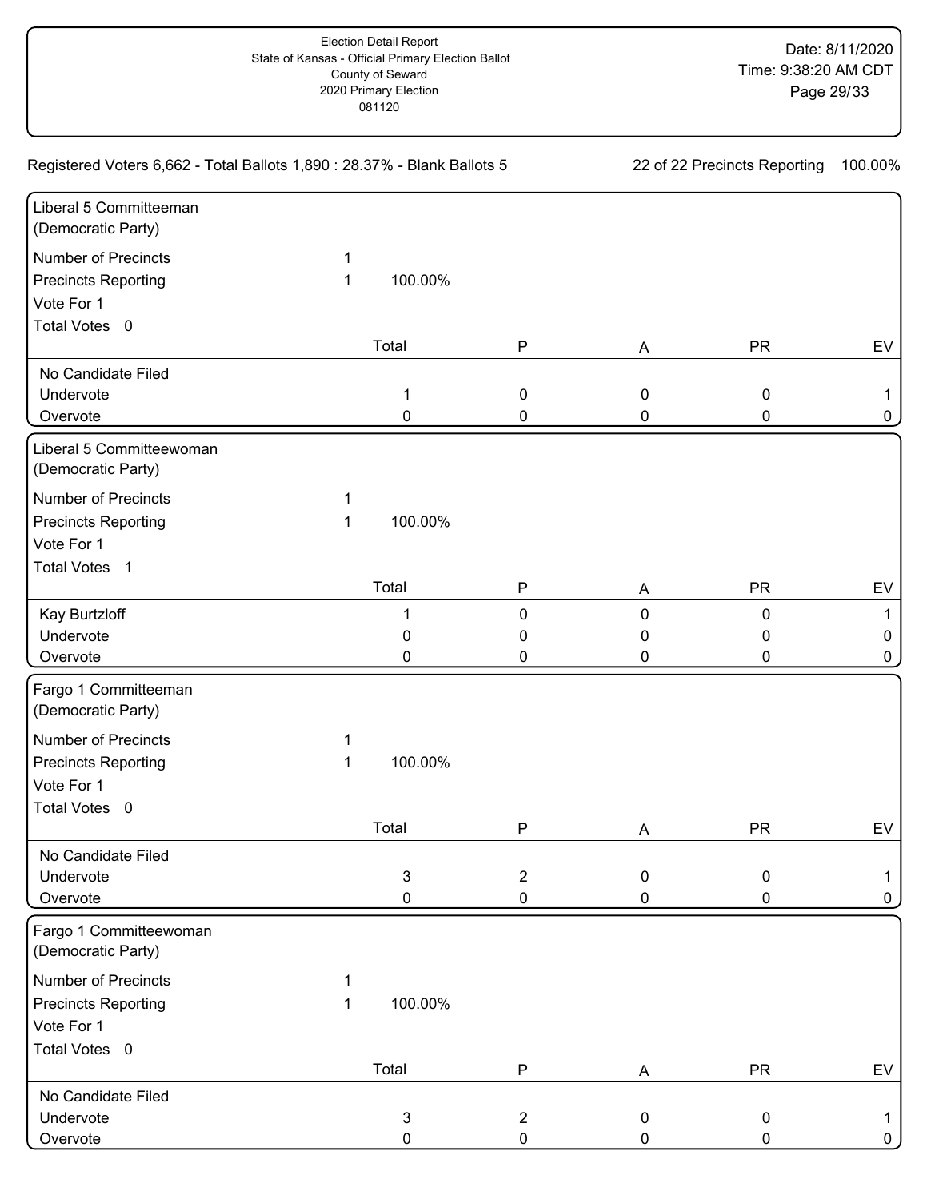Election Detail Report
State of Kansas - Official Primary Election Ballot
County of Seward
2020 Primary Election
081120

Date: 8/11/2020
Time: 9:38:20 AM CDT

Registered Voters 6,662 - Total Ballots 1,890 : 28.37% - Blank Ballots 5

22 of 22 Precincts Reporting 100.00%

## Liberal 5 Committeeman (Democratic Party)

Number of Precincts 1
Precincts Reporting 1 100.00%
Vote For 1
Total Votes 0

| | Total | P | A | PR | EV |
|---|---|---|---|---|---|
| No Candidate Filed | | | | | |
| Undervote | 1 | 0 | 0 | 0 | 1 |
| Overvote | 0 | 0 | 0 | 0 | 0 |

## Liberal 5 Committeewoman (Democratic Party)

Number of Precincts 1
Precincts Reporting 1 100.00%
Vote For 1
Total Votes 1

| | Total | P | A | PR | EV |
|---|---|---|---|---|---|
| Kay Burtzloff | 1 | 0 | 0 | 0 | 1 |
| Undervote | 0 | 0 | 0 | 0 | 0 |
| Overvote | 0 | 0 | 0 | 0 | 0 |

## Fargo 1 Committeeman (Democratic Party)

Number of Precincts 1
Precincts Reporting 1 100.00%
Vote For 1
Total Votes 0

| | Total | P | A | PR | EV |
|---|---|---|---|---|---|
| No Candidate Filed | | | | | |
| Undervote | 3 | 2 | 0 | 0 | 1 |
| Overvote | 0 | 0 | 0 | 0 | 0 |

## Fargo 1 Committeewoman (Democratic Party)

Number of Precincts 1
Precincts Reporting 1 100.00%
Vote For 1
Total Votes 0

| | Total | P | A | PR | EV |
|---|---|---|---|---|---|
| No Candidate Filed | | | | | |
| Undervote | 3 | 2 | 0 | 0 | 1 |
| Overvote | 0 | 0 | 0 | 0 | 0 |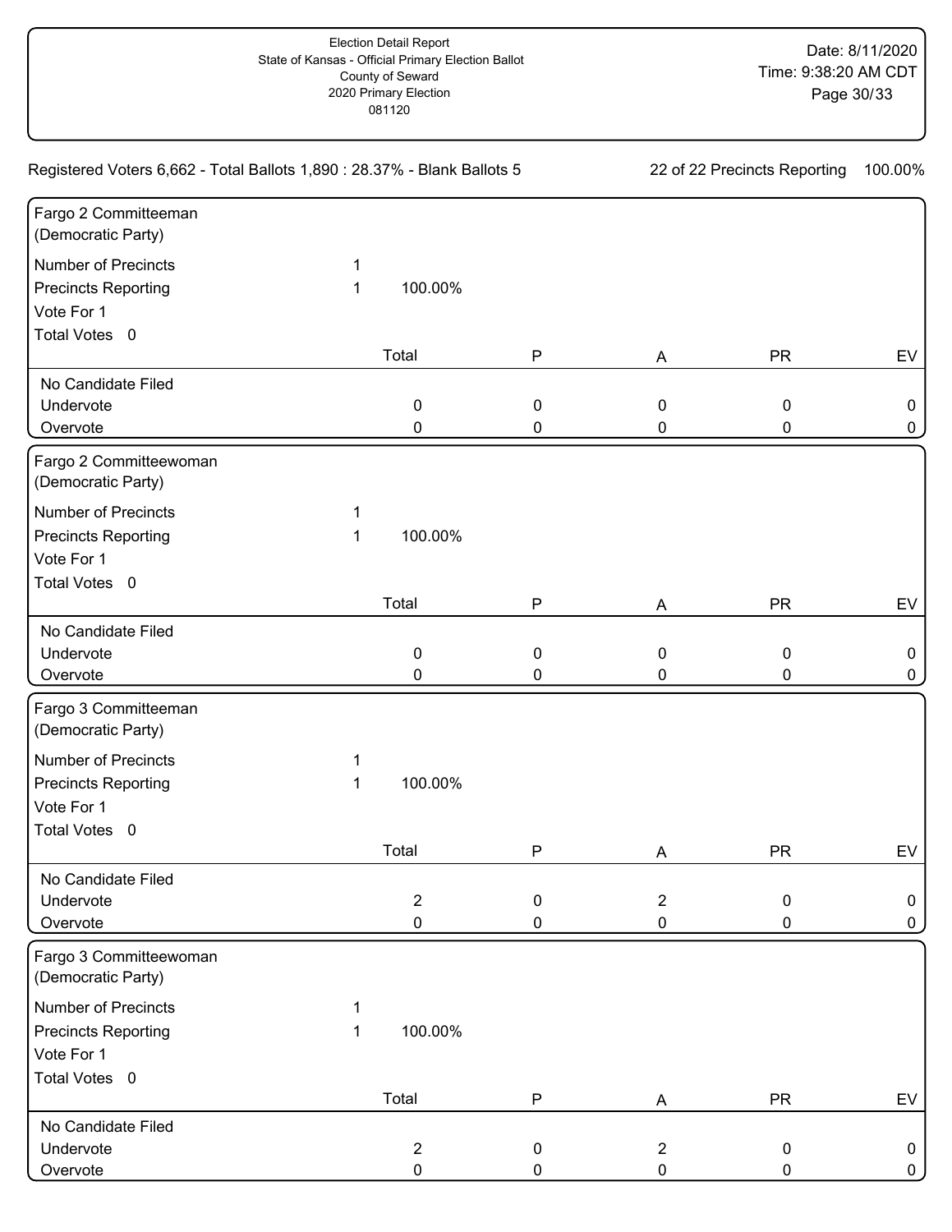Registered Voters 6,662 - Total Ballots 1,890 : 28.37% - Blank Ballots 5

22 of 22 Precincts Reporting 100.00%

## Fargo 2 Committeeman (Democratic Party)

Number of Precincts 1
Precincts Reporting 1 100.00%
Vote For 1
Total Votes 0

| | Total | P | A | PR | EV |
|---|---|---|---|---|---|
| No Candidate Filed | | | | | |
| Undervote | 0 | 0 | 0 | 0 | 0 |
| Overvote | 0 | 0 | 0 | 0 | 0 |

## Fargo 2 Committeewoman (Democratic Party)

Number of Precincts 1
Precincts Reporting 1 100.00%
Vote For 1
Total Votes 0

| | Total | P | A | PR | EV |
|---|---|---|---|---|---|
| No Candidate Filed | | | | | |
| Undervote | 0 | 0 | 0 | 0 | 0 |
| Overvote | 0 | 0 | 0 | 0 | 0 |

## Fargo 3 Committeeman (Democratic Party)

Number of Precincts 1
Precincts Reporting 1 100.00%
Vote For 1
Total Votes 0

| | Total | P | A | PR | EV |
|---|---|---|---|---|---|
| No Candidate Filed | | | | | |
| Undervote | 2 | 0 | 2 | 0 | 0 |
| Overvote | 0 | 0 | 0 | 0 | 0 |

## Fargo 3 Committeewoman (Democratic Party)

Number of Precincts 1
Precincts Reporting 1 100.00%
Vote For 1
Total Votes 0

| | Total | P | A | PR | EV |
|---|---|---|---|---|---|
| No Candidate Filed | | | | | |
| Undervote | 2 | 0 | 2 | 0 | 0 |
| Overvote | 0 | 0 | 0 | 0 | 0 |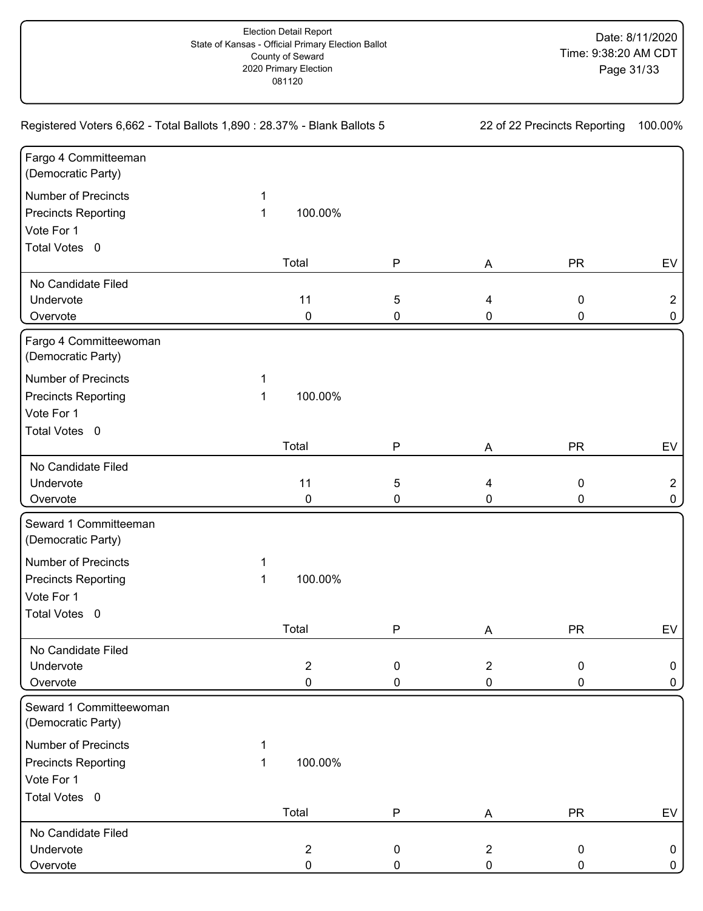Registered Voters 6,662 - Total Ballots 1,890 : 28.37% - Blank Ballots 5

22 of 22 Precincts Reporting 100.00%

## Fargo 4 Committeeman (Democratic Party)

Number of Precincts 1
Precincts Reporting 1 100.00%
Vote For 1
Total Votes 0

| | Total | P | A | PR | EV |
|---|---|---|---|---|---|
| No Candidate Filed | | | | | |
| Undervote | 11 | 5 | 4 | 0 | 2 |
| Overvote | 0 | 0 | 0 | 0 | 0 |

## Fargo 4 Committeewoman (Democratic Party)

Number of Precincts 1
Precincts Reporting 1 100.00%
Vote For 1
Total Votes 0

| | Total | P | A | PR | EV |
|---|---|---|---|---|---|
| No Candidate Filed | | | | | |
| Undervote | 11 | 5 | 4 | 0 | 2 |
| Overvote | 0 | 0 | 0 | 0 | 0 |

## Seward 1 Committeeman (Democratic Party)

Number of Precincts 1
Precincts Reporting 1 100.00%
Vote For 1
Total Votes 0

| | Total | P | A | PR | EV |
|---|---|---|---|---|---|
| No Candidate Filed | | | | | |
| Undervote | 2 | 0 | 2 | 0 | 0 |
| Overvote | 0 | 0 | 0 | 0 | 0 |

## Seward 1 Committeewoman (Democratic Party)

Number of Precincts 1
Precincts Reporting 1 100.00%
Vote For 1
Total Votes 0

| | Total | P | A | PR | EV |
|---|---|---|---|---|---|
| No Candidate Filed | | | | | |
| Undervote | 2 | 0 | 2 | 0 | 0 |
| Overvote | 0 | 0 | 0 | 0 | 0 |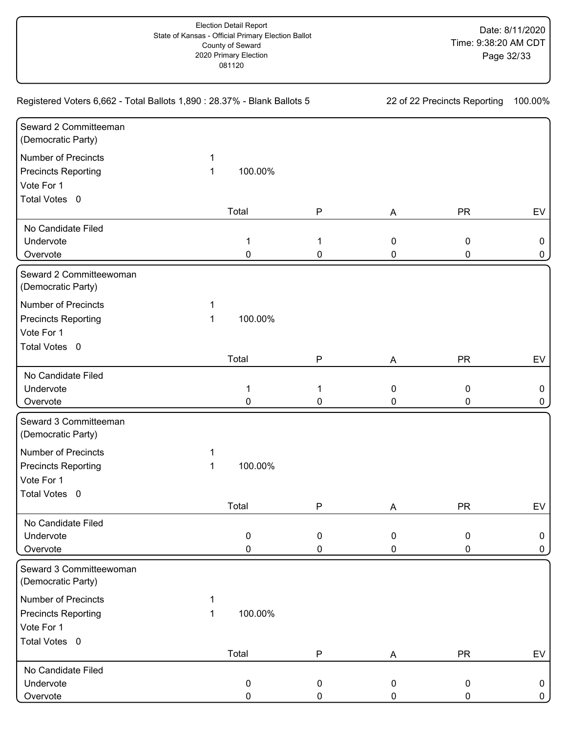Registered Voters 6,662 - Total Ballots 1,890 : 28.37% - Blank Ballots 5 — 22 of 22 Precincts Reporting 100.00%

## Seward 2 Committeeman (Democratic Party)

Number of Precincts 1
Precincts Reporting 1 100.00%
Vote For 1
Total Votes 0

| | Total | P | A | PR | EV |
|---|---|---|---|---|---|
| No Candidate Filed | | | | | |
| Undervote | 1 | 1 | 0 | 0 | 0 |
| Overvote | 0 | 0 | 0 | 0 | 0 |

## Seward 2 Committeewoman (Democratic Party)

Number of Precincts 1
Precincts Reporting 1 100.00%
Vote For 1
Total Votes 0

| | Total | P | A | PR | EV |
|---|---|---|---|---|---|
| No Candidate Filed | | | | | |
| Undervote | 1 | 1 | 0 | 0 | 0 |
| Overvote | 0 | 0 | 0 | 0 | 0 |

## Seward 3 Committeeman (Democratic Party)

Number of Precincts 1
Precincts Reporting 1 100.00%
Vote For 1
Total Votes 0

| | Total | P | A | PR | EV |
|---|---|---|---|---|---|
| No Candidate Filed | | | | | |
| Undervote | 0 | 0 | 0 | 0 | 0 |
| Overvote | 0 | 0 | 0 | 0 | 0 |

## Seward 3 Committeewoman (Democratic Party)

Number of Precincts 1
Precincts Reporting 1 100.00%
Vote For 1
Total Votes 0

| | Total | P | A | PR | EV |
|---|---|---|---|---|---|
| No Candidate Filed | | | | | |
| Undervote | 0 | 0 | 0 | 0 | 0 |
| Overvote | 0 | 0 | 0 | 0 | 0 |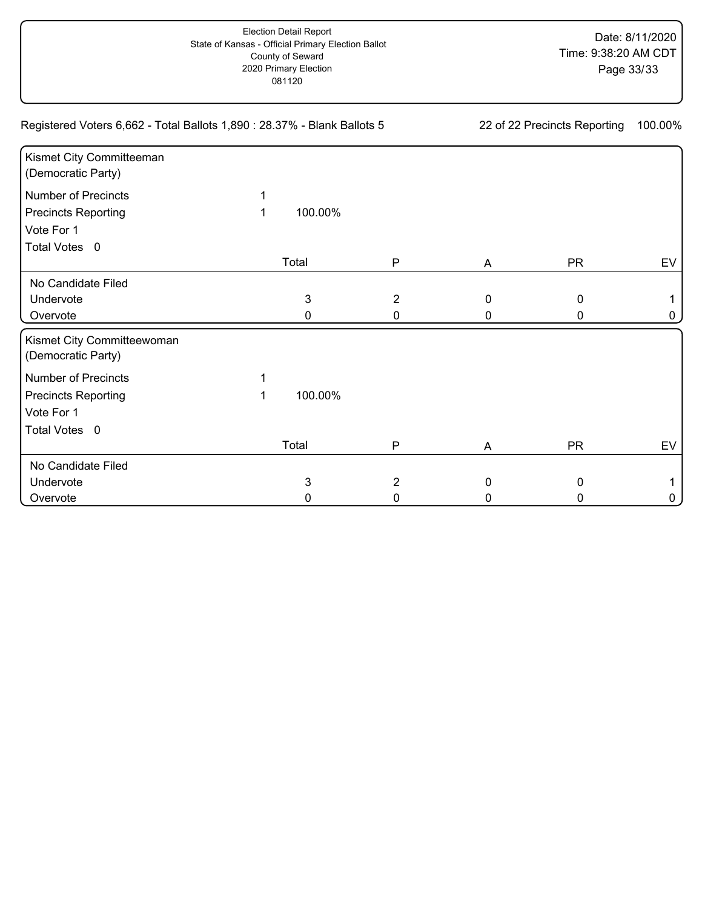Election Detail Report
State of Kansas - Official Primary Election Ballot
County of Seward
2020 Primary Election
081120

Date: 8/11/2020
Time: 9:38:20 AM CDT

Registered Voters 6,662 - Total Ballots 1,890 : 28.37% - Blank Ballots 5

22 of 22 Precincts Reporting 100.00%

## Kismet City Committeeman (Democratic Party)

Number of Precincts 1
Precincts Reporting 1 100.00%
Vote For 1
Total Votes 0

| | Total | P | A | PR | EV |
|---|---|---|---|---|---|
| No Candidate Filed | | | | | |
| Undervote | 3 | 2 | 0 | 0 | 1 |
| Overvote | 0 | 0 | 0 | 0 | 0 |

## Kismet City Committeewoman (Democratic Party)

Number of Precincts 1
Precincts Reporting 1 100.00%
Vote For 1
Total Votes 0

| | Total | P | A | PR | EV |
|---|---|---|---|---|---|
| No Candidate Filed | | | | | |
| Undervote | 3 | 2 | 0 | 0 | 1 |
| Overvote | 0 | 0 | 0 | 0 | 0 |